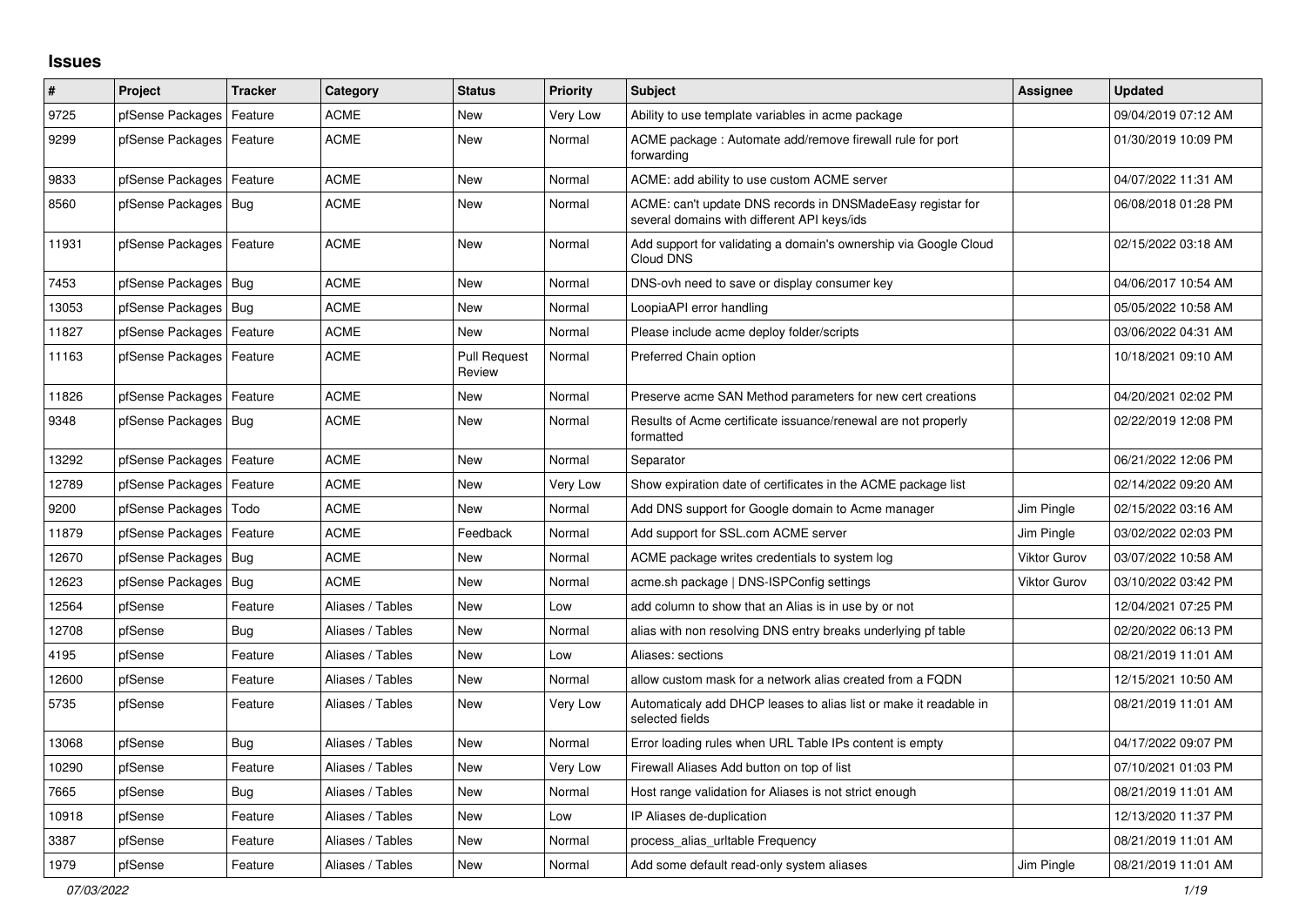# Issues

| # | Project | Tracker | Category | Status | Priority | Subject | Assignee | Updated |
|---|---|---|---|---|---|---|---|---|
| 9725 | pfSense Packages | Feature | ACME | New | Very Low | Ability to use template variables in acme package | | 09/04/2019 07:12 AM |
| 9299 | pfSense Packages | Feature | ACME | New | Normal | ACME package : Automate add/remove firewall rule for port forwarding | | 01/30/2019 10:09 PM |
| 9833 | pfSense Packages | Feature | ACME | New | Normal | ACME: add ability to use custom ACME server | | 04/07/2022 11:31 AM |
| 8560 | pfSense Packages | Bug | ACME | New | Normal | ACME: can't update DNS records in DNSMadeEasy registar for several domains with different API keys/ids | | 06/08/2018 01:28 PM |
| 11931 | pfSense Packages | Feature | ACME | New | Normal | Add support for validating a domain's ownership via Google Cloud Cloud DNS | | 02/15/2022 03:18 AM |
| 7453 | pfSense Packages | Bug | ACME | New | Normal | DNS-ovh need to save or display consumer key | | 04/06/2017 10:54 AM |
| 13053 | pfSense Packages | Bug | ACME | New | Normal | LoopiaAPI error handling | | 05/05/2022 10:58 AM |
| 11827 | pfSense Packages | Feature | ACME | New | Normal | Please include acme deploy folder/scripts | | 03/06/2022 04:31 AM |
| 11163 | pfSense Packages | Feature | ACME | Pull Request Review | Normal | Preferred Chain option | | 10/18/2021 09:10 AM |
| 11826 | pfSense Packages | Feature | ACME | New | Normal | Preserve acme SAN Method parameters for new cert creations | | 04/20/2021 02:02 PM |
| 9348 | pfSense Packages | Bug | ACME | New | Normal | Results of Acme certificate issuance/renewal are not properly formatted | | 02/22/2019 12:08 PM |
| 13292 | pfSense Packages | Feature | ACME | New | Normal | Separator | | 06/21/2022 12:06 PM |
| 12789 | pfSense Packages | Feature | ACME | New | Very Low | Show expiration date of certificates in the ACME package list | | 02/14/2022 09:20 AM |
| 9200 | pfSense Packages | Todo | ACME | New | Normal | Add DNS support for Google domain to Acme manager | Jim Pingle | 02/15/2022 03:16 AM |
| 11879 | pfSense Packages | Feature | ACME | Feedback | Normal | Add support for SSL.com ACME server | Jim Pingle | 03/02/2022 02:03 PM |
| 12670 | pfSense Packages | Bug | ACME | New | Normal | ACME package writes credentials to system log | Viktor Gurov | 03/07/2022 10:58 AM |
| 12623 | pfSense Packages | Bug | ACME | New | Normal | acme.sh package \| DNS-ISPConfig settings | Viktor Gurov | 03/10/2022 03:42 PM |
| 12564 | pfSense | Feature | Aliases / Tables | New | Low | add column to show that an Alias is in use by or not | | 12/04/2021 07:25 PM |
| 12708 | pfSense | Bug | Aliases / Tables | New | Normal | alias with non resolving DNS entry breaks underlying pf table | | 02/20/2022 06:13 PM |
| 4195 | pfSense | Feature | Aliases / Tables | New | Low | Aliases: sections | | 08/21/2019 11:01 AM |
| 12600 | pfSense | Feature | Aliases / Tables | New | Normal | allow custom mask for a network alias created from a FQDN | | 12/15/2021 10:50 AM |
| 5735 | pfSense | Feature | Aliases / Tables | New | Very Low | Automaticaly add DHCP leases to alias list or make it readable in selected fields | | 08/21/2019 11:01 AM |
| 13068 | pfSense | Bug | Aliases / Tables | New | Normal | Error loading rules when URL Table IPs content is empty | | 04/17/2022 09:07 PM |
| 10290 | pfSense | Feature | Aliases / Tables | New | Very Low | Firewall Aliases Add button on top of list | | 07/10/2021 01:03 PM |
| 7665 | pfSense | Bug | Aliases / Tables | New | Normal | Host range validation for Aliases is not strict enough | | 08/21/2019 11:01 AM |
| 10918 | pfSense | Feature | Aliases / Tables | New | Low | IP Aliases de-duplication | | 12/13/2020 11:37 PM |
| 3387 | pfSense | Feature | Aliases / Tables | New | Normal | process_alias_urltable Frequency | | 08/21/2019 11:01 AM |
| 1979 | pfSense | Feature | Aliases / Tables | New | Normal | Add some default read-only system aliases | Jim Pingle | 08/21/2019 11:01 AM |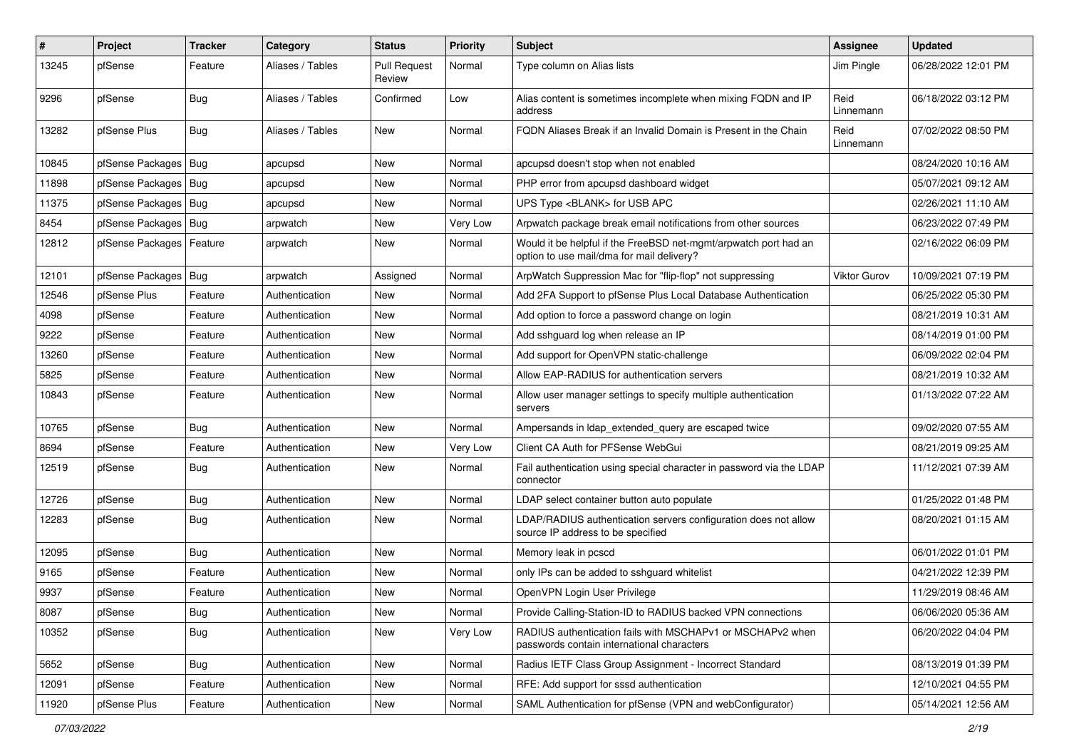| # | Project | Tracker | Category | Status | Priority | Subject | Assignee | Updated |
|---|---|---|---|---|---|---|---|---|
| 13245 | pfSense | Feature | Aliases / Tables | Pull Request Review | Normal | Type column on Alias lists | Jim Pingle | 06/28/2022 12:01 PM |
| 9296 | pfSense | Bug | Aliases / Tables | Confirmed | Low | Alias content is sometimes incomplete when mixing FQDN and IP address | Reid Linnemann | 06/18/2022 03:12 PM |
| 13282 | pfSense Plus | Bug | Aliases / Tables | New | Normal | FQDN Aliases Break if an Invalid Domain is Present in the Chain | Reid Linnemann | 07/02/2022 08:50 PM |
| 10845 | pfSense Packages | Bug | apcupsd | New | Normal | apcupsd doesn't stop when not enabled | | 08/24/2020 10:16 AM |
| 11898 | pfSense Packages | Bug | apcupsd | New | Normal | PHP error from apcupsd dashboard widget | | 05/07/2021 09:12 AM |
| 11375 | pfSense Packages | Bug | apcupsd | New | Normal | UPS Type <BLANK> for USB APC | | 02/26/2021 11:10 AM |
| 8454 | pfSense Packages | Bug | arpwatch | New | Very Low | Arpwatch package break email notifications from other sources | | 06/23/2022 07:49 PM |
| 12812 | pfSense Packages | Feature | arpwatch | New | Normal | Would it be helpful if the FreeBSD net-mgmt/arpwatch port had an option to use mail/dma for mail delivery? | | 02/16/2022 06:09 PM |
| 12101 | pfSense Packages | Bug | arpwatch | Assigned | Normal | ArpWatch Suppression Mac for "flip-flop" not suppressing | Viktor Gurov | 10/09/2021 07:19 PM |
| 12546 | pfSense Plus | Feature | Authentication | New | Normal | Add 2FA Support to pfSense Plus Local Database Authentication | | 06/25/2022 05:30 PM |
| 4098 | pfSense | Feature | Authentication | New | Normal | Add option to force a password change on login | | 08/21/2019 10:31 AM |
| 9222 | pfSense | Feature | Authentication | New | Normal | Add sshguard log when release an IP | | 08/14/2019 01:00 PM |
| 13260 | pfSense | Feature | Authentication | New | Normal | Add support for OpenVPN static-challenge | | 06/09/2022 02:04 PM |
| 5825 | pfSense | Feature | Authentication | New | Normal | Allow EAP-RADIUS for authentication servers | | 08/21/2019 10:32 AM |
| 10843 | pfSense | Feature | Authentication | New | Normal | Allow user manager settings to specify multiple authentication servers | | 01/13/2022 07:22 AM |
| 10765 | pfSense | Bug | Authentication | New | Normal | Ampersands in ldap_extended_query are escaped twice | | 09/02/2020 07:55 AM |
| 8694 | pfSense | Feature | Authentication | New | Very Low | Client CA Auth for PFSense WebGui | | 08/21/2019 09:25 AM |
| 12519 | pfSense | Bug | Authentication | New | Normal | Fail authentication using special character in password via the LDAP connector | | 11/12/2021 07:39 AM |
| 12726 | pfSense | Bug | Authentication | New | Normal | LDAP select container button auto populate | | 01/25/2022 01:48 PM |
| 12283 | pfSense | Bug | Authentication | New | Normal | LDAP/RADIUS authentication servers configuration does not allow source IP address to be specified | | 08/20/2021 01:15 AM |
| 12095 | pfSense | Bug | Authentication | New | Normal | Memory leak in pcscd | | 06/01/2022 01:01 PM |
| 9165 | pfSense | Feature | Authentication | New | Normal | only IPs can be added to sshguard whitelist | | 04/21/2022 12:39 PM |
| 9937 | pfSense | Feature | Authentication | New | Normal | OpenVPN Login User Privilege | | 11/29/2019 08:46 AM |
| 8087 | pfSense | Bug | Authentication | New | Normal | Provide Calling-Station-ID to RADIUS backed VPN connections | | 06/06/2020 05:36 AM |
| 10352 | pfSense | Bug | Authentication | New | Very Low | RADIUS authentication fails with MSCHAPv1 or MSCHAPv2 when passwords contain international characters | | 06/20/2022 04:04 PM |
| 5652 | pfSense | Bug | Authentication | New | Normal | Radius IETF Class Group Assignment - Incorrect Standard | | 08/13/2019 01:39 PM |
| 12091 | pfSense | Feature | Authentication | New | Normal | RFE: Add support for sssd authentication | | 12/10/2021 04:55 PM |
| 11920 | pfSense Plus | Feature | Authentication | New | Normal | SAML Authentication for pfSense (VPN and webConfigurator) | | 05/14/2021 12:56 AM |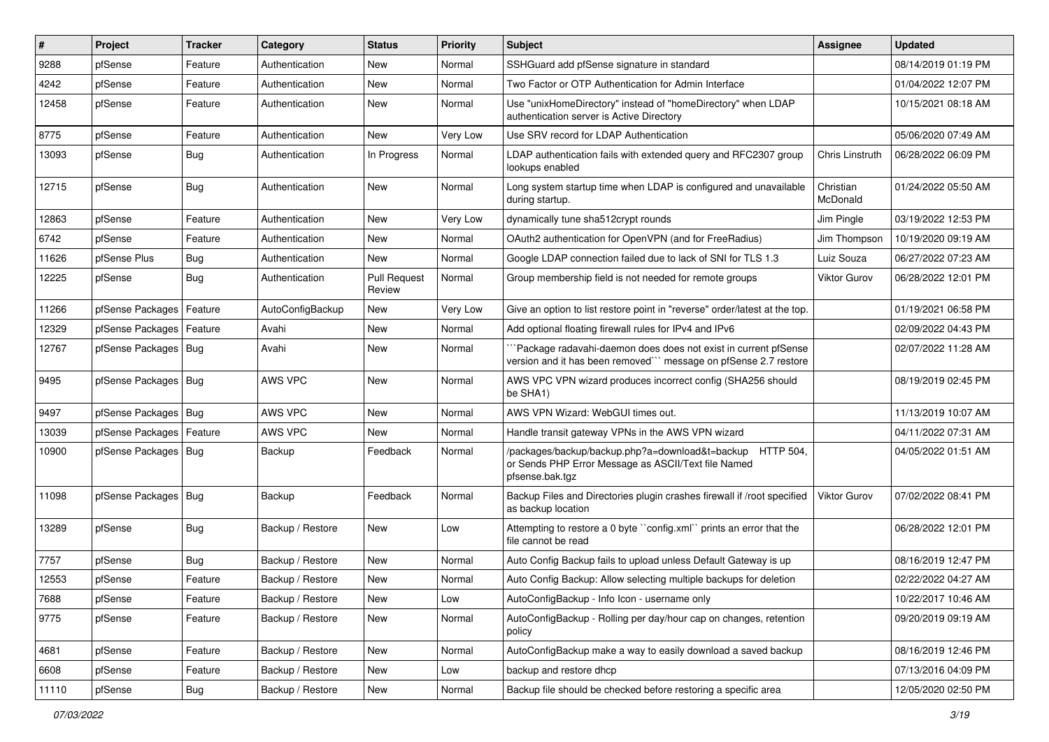| # | Project | Tracker | Category | Status | Priority | Subject | Assignee | Updated |
|---|---|---|---|---|---|---|---|---|
| 9288 | pfSense | Feature | Authentication | New | Normal | SSHGuard add pfSense signature in standard | | 08/14/2019 01:19 PM |
| 4242 | pfSense | Feature | Authentication | New | Normal | Two Factor or OTP Authentication for Admin Interface | | 01/04/2022 12:07 PM |
| 12458 | pfSense | Feature | Authentication | New | Normal | Use "unixHomeDirectory" instead of "homeDirectory" when LDAP authentication server is Active Directory | | 10/15/2021 08:18 AM |
| 8775 | pfSense | Feature | Authentication | New | Very Low | Use SRV record for LDAP Authentication | | 05/06/2020 07:49 AM |
| 13093 | pfSense | Bug | Authentication | In Progress | Normal | LDAP authentication fails with extended query and RFC2307 group lookups enabled | Chris Linstruth | 06/28/2022 06:09 PM |
| 12715 | pfSense | Bug | Authentication | New | Normal | Long system startup time when LDAP is configured and unavailable during startup. | Christian McDonald | 01/24/2022 05:50 AM |
| 12863 | pfSense | Feature | Authentication | New | Very Low | dynamically tune sha512crypt rounds | Jim Pingle | 03/19/2022 12:53 PM |
| 6742 | pfSense | Feature | Authentication | New | Normal | OAuth2 authentication for OpenVPN (and for FreeRadius) | Jim Thompson | 10/19/2020 09:19 AM |
| 11626 | pfSense Plus | Bug | Authentication | New | Normal | Google LDAP connection failed due to lack of SNI for TLS 1.3 | Luiz Souza | 06/27/2022 07:23 AM |
| 12225 | pfSense | Bug | Authentication | Pull Request Review | Normal | Group membership field is not needed for remote groups | Viktor Gurov | 06/28/2022 12:01 PM |
| 11266 | pfSense Packages | Feature | AutoConfigBackup | New | Very Low | Give an option to list restore point in "reverse" order/latest at the top. | | 01/19/2021 06:58 PM |
| 12329 | pfSense Packages | Feature | Avahi | New | Normal | Add optional floating firewall rules for IPv4 and IPv6 | | 02/09/2022 04:43 PM |
| 12767 | pfSense Packages | Bug | Avahi | New | Normal | ```Package radavahi-daemon does does not exist in current pfSense version and it has been removed``` message on pfSense 2.7 restore | | 02/07/2022 11:28 AM |
| 9495 | pfSense Packages | Bug | AWS VPC | New | Normal | AWS VPC VPN wizard produces incorrect config (SHA256 should be SHA1) | | 08/19/2019 02:45 PM |
| 9497 | pfSense Packages | Bug | AWS VPC | New | Normal | AWS VPN Wizard: WebGUI times out. | | 11/13/2019 10:07 AM |
| 13039 | pfSense Packages | Feature | AWS VPC | New | Normal | Handle transit gateway VPNs in the AWS VPN wizard | | 04/11/2022 07:31 AM |
| 10900 | pfSense Packages | Bug | Backup | Feedback | Normal | /packages/backup/backup.php?a=download&t=backup HTTP 504, or Sends PHP Error Message as ASCII/Text file Named pfsense.bak.tgz | | 04/05/2022 01:51 AM |
| 11098 | pfSense Packages | Bug | Backup | Feedback | Normal | Backup Files and Directories plugin crashes firewall if /root specified as backup location | Viktor Gurov | 07/02/2022 08:41 PM |
| 13289 | pfSense | Bug | Backup / Restore | New | Low | Attempting to restore a 0 byte ``config.xml`` prints an error that the file cannot be read | | 06/28/2022 12:01 PM |
| 7757 | pfSense | Bug | Backup / Restore | New | Normal | Auto Config Backup fails to upload unless Default Gateway is up | | 08/16/2019 12:47 PM |
| 12553 | pfSense | Feature | Backup / Restore | New | Normal | Auto Config Backup: Allow selecting multiple backups for deletion | | 02/22/2022 04:27 AM |
| 7688 | pfSense | Feature | Backup / Restore | New | Low | AutoConfigBackup - Info Icon - username only | | 10/22/2017 10:46 AM |
| 9775 | pfSense | Feature | Backup / Restore | New | Normal | AutoConfigBackup - Rolling per day/hour cap on changes, retention policy | | 09/20/2019 09:19 AM |
| 4681 | pfSense | Feature | Backup / Restore | New | Normal | AutoConfigBackup make a way to easily download a saved backup | | 08/16/2019 12:46 PM |
| 6608 | pfSense | Feature | Backup / Restore | New | Low | backup and restore dhcp | | 07/13/2016 04:09 PM |
| 11110 | pfSense | Bug | Backup / Restore | New | Normal | Backup file should be checked before restoring a specific area | | 12/05/2020 02:50 PM |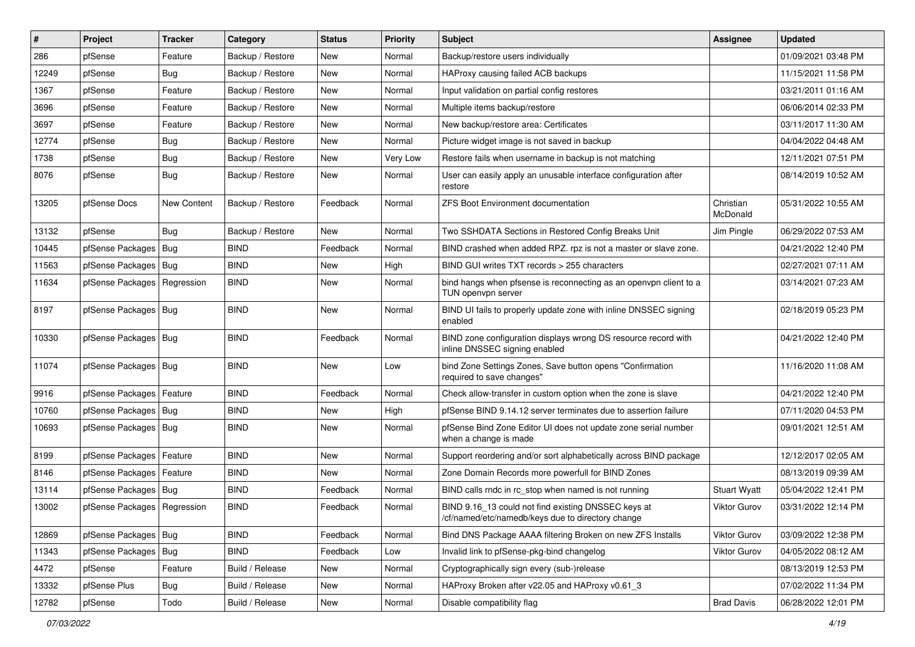| # | Project | Tracker | Category | Status | Priority | Subject | Assignee | Updated |
|---|---|---|---|---|---|---|---|---|
| 286 | pfSense | Feature | Backup / Restore | New | Normal | Backup/restore users individually | | 01/09/2021 03:48 PM |
| 12249 | pfSense | Bug | Backup / Restore | New | Normal | HAProxy causing failed ACB backups | | 11/15/2021 11:58 PM |
| 1367 | pfSense | Feature | Backup / Restore | New | Normal | Input validation on partial config restores | | 03/21/2011 01:16 AM |
| 3696 | pfSense | Feature | Backup / Restore | New | Normal | Multiple items backup/restore | | 06/06/2014 02:33 PM |
| 3697 | pfSense | Feature | Backup / Restore | New | Normal | New backup/restore area: Certificates | | 03/11/2017 11:30 AM |
| 12774 | pfSense | Bug | Backup / Restore | New | Normal | Picture widget image is not saved in backup | | 04/04/2022 04:48 AM |
| 1738 | pfSense | Bug | Backup / Restore | New | Very Low | Restore fails when username in backup is not matching | | 12/11/2021 07:51 PM |
| 8076 | pfSense | Bug | Backup / Restore | New | Normal | User can easily apply an unusable interface configuration after restore | | 08/14/2019 10:52 AM |
| 13205 | pfSense Docs | New Content | Backup / Restore | Feedback | Normal | ZFS Boot Environment documentation | Christian McDonald | 05/31/2022 10:55 AM |
| 13132 | pfSense | Bug | Backup / Restore | New | Normal | Two SSHDATA Sections in Restored Config Breaks Unit | Jim Pingle | 06/29/2022 07:53 AM |
| 10445 | pfSense Packages | Bug | BIND | Feedback | Normal | BIND crashed when added RPZ. rpz is not a master or slave zone. | | 04/21/2022 12:40 PM |
| 11563 | pfSense Packages | Bug | BIND | New | High | BIND GUI writes TXT records > 255 characters | | 02/27/2021 07:11 AM |
| 11634 | pfSense Packages | Regression | BIND | New | Normal | bind hangs when pfsense is reconnecting as an openvpn client to a TUN openvpn server | | 03/14/2021 07:23 AM |
| 8197 | pfSense Packages | Bug | BIND | New | Normal | BIND UI fails to properly update zone with inline DNSSEC signing enabled | | 02/18/2019 05:23 PM |
| 10330 | pfSense Packages | Bug | BIND | Feedback | Normal | BIND zone configuration displays wrong DS resource record with inline DNSSEC signing enabled | | 04/21/2022 12:40 PM |
| 11074 | pfSense Packages | Bug | BIND | New | Low | bind Zone Settings Zones, Save button opens "Confirmation required to save changes" | | 11/16/2020 11:08 AM |
| 9916 | pfSense Packages | Feature | BIND | Feedback | Normal | Check allow-transfer in custom option when the zone is slave | | 04/21/2022 12:40 PM |
| 10760 | pfSense Packages | Bug | BIND | New | High | pfSense BIND 9.14.12 server terminates due to assertion failure | | 07/11/2020 04:53 PM |
| 10693 | pfSense Packages | Bug | BIND | New | Normal | pfSense Bind Zone Editor UI does not update zone serial number when a change is made | | 09/01/2021 12:51 AM |
| 8199 | pfSense Packages | Feature | BIND | New | Normal | Support reordering and/or sort alphabetically across BIND package | | 12/12/2017 02:05 AM |
| 8146 | pfSense Packages | Feature | BIND | New | Normal | Zone Domain Records more powerfull for BIND Zones | | 08/13/2019 09:39 AM |
| 13114 | pfSense Packages | Bug | BIND | Feedback | Normal | BIND calls rndc in rc_stop when named is not running | Stuart Wyatt | 05/04/2022 12:41 PM |
| 13002 | pfSense Packages | Regression | BIND | Feedback | Normal | BIND 9.16_13 could not find existing DNSSEC keys at /cf/named/etc/namedb/keys due to directory change | Viktor Gurov | 03/31/2022 12:14 PM |
| 12869 | pfSense Packages | Bug | BIND | Feedback | Normal | Bind DNS Package AAAA filtering Broken on new ZFS Installs | Viktor Gurov | 03/09/2022 12:38 PM |
| 11343 | pfSense Packages | Bug | BIND | Feedback | Low | Invalid link to pfSense-pkg-bind changelog | Viktor Gurov | 04/05/2022 08:12 AM |
| 4472 | pfSense | Feature | Build / Release | New | Normal | Cryptographically sign every (sub-)release | | 08/13/2019 12:53 PM |
| 13332 | pfSense Plus | Bug | Build / Release | New | Normal | HAProxy Broken after v22.05 and HAProxy v0.61_3 | | 07/02/2022 11:34 PM |
| 12782 | pfSense | Todo | Build / Release | New | Normal | Disable compatibility flag | Brad Davis | 06/28/2022 12:01 PM |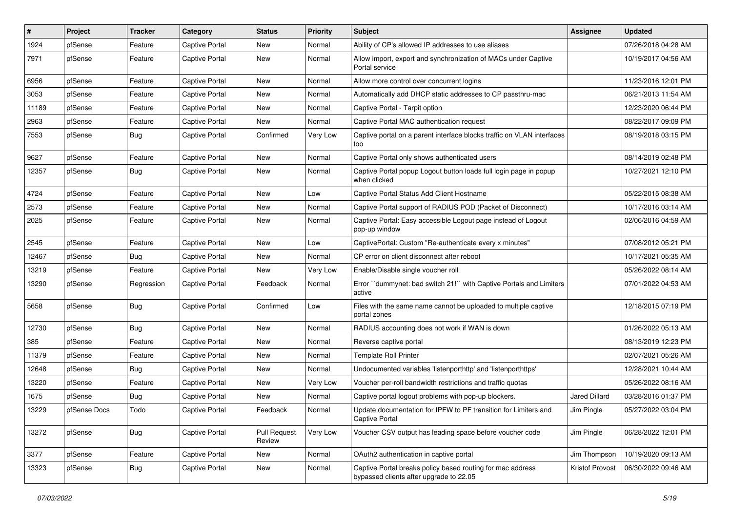| # | Project | Tracker | Category | Status | Priority | Subject | Assignee | Updated |
|---|---|---|---|---|---|---|---|---|
| 1924 | pfSense | Feature | Captive Portal | New | Normal | Ability of CP's allowed IP addresses to use aliases | | 07/26/2018 04:28 AM |
| 7971 | pfSense | Feature | Captive Portal | New | Normal | Allow import, export and synchronization of MACs under Captive Portal service | | 10/19/2017 04:56 AM |
| 6956 | pfSense | Feature | Captive Portal | New | Normal | Allow more control over concurrent logins | | 11/23/2016 12:01 PM |
| 3053 | pfSense | Feature | Captive Portal | New | Normal | Automatically add DHCP static addresses to CP passthru-mac | | 06/21/2013 11:54 AM |
| 11189 | pfSense | Feature | Captive Portal | New | Normal | Captive Portal - Tarpit option | | 12/23/2020 06:44 PM |
| 2963 | pfSense | Feature | Captive Portal | New | Normal | Captive Portal MAC authentication request | | 08/22/2017 09:09 PM |
| 7553 | pfSense | Bug | Captive Portal | Confirmed | Very Low | Captive portal on a parent interface blocks traffic on VLAN interfaces too | | 08/19/2018 03:15 PM |
| 9627 | pfSense | Feature | Captive Portal | New | Normal | Captive Portal only shows authenticated users | | 08/14/2019 02:48 PM |
| 12357 | pfSense | Bug | Captive Portal | New | Normal | Captive Portal popup Logout button loads full login page in popup when clicked | | 10/27/2021 12:10 PM |
| 4724 | pfSense | Feature | Captive Portal | New | Low | Captive Portal Status Add Client Hostname | | 05/22/2015 08:38 AM |
| 2573 | pfSense | Feature | Captive Portal | New | Normal | Captive Portal support of RADIUS POD (Packet of Disconnect) | | 10/17/2016 03:14 AM |
| 2025 | pfSense | Feature | Captive Portal | New | Normal | Captive Portal: Easy accessible Logout page instead of Logout pop-up window | | 02/06/2016 04:59 AM |
| 2545 | pfSense | Feature | Captive Portal | New | Low | CaptivePortal: Custom "Re-authenticate every x minutes" | | 07/08/2012 05:21 PM |
| 12467 | pfSense | Bug | Captive Portal | New | Normal | CP error on client disconnect after reboot | | 10/17/2021 05:35 AM |
| 13219 | pfSense | Feature | Captive Portal | New | Very Low | Enable/Disable single voucher roll | | 05/26/2022 08:14 AM |
| 13290 | pfSense | Regression | Captive Portal | Feedback | Normal | Error ``dummynet: bad switch 21!`` with Captive Portals and Limiters active | | 07/01/2022 04:53 AM |
| 5658 | pfSense | Bug | Captive Portal | Confirmed | Low | Files with the same name cannot be uploaded to multiple captive portal zones | | 12/18/2015 07:19 PM |
| 12730 | pfSense | Bug | Captive Portal | New | Normal | RADIUS accounting does not work if WAN is down | | 01/26/2022 05:13 AM |
| 385 | pfSense | Feature | Captive Portal | New | Normal | Reverse captive portal | | 08/13/2019 12:23 PM |
| 11379 | pfSense | Feature | Captive Portal | New | Normal | Template Roll Printer | | 02/07/2021 05:26 AM |
| 12648 | pfSense | Bug | Captive Portal | New | Normal | Undocumented variables 'listenporthttp' and 'listenporthttps' | | 12/28/2021 10:44 AM |
| 13220 | pfSense | Feature | Captive Portal | New | Very Low | Voucher per-roll bandwidth restrictions and traffic quotas | | 05/26/2022 08:16 AM |
| 1675 | pfSense | Bug | Captive Portal | New | Normal | Captive portal logout problems with pop-up blockers. | Jared Dillard | 03/28/2016 01:37 PM |
| 13229 | pfSense Docs | Todo | Captive Portal | Feedback | Normal | Update documentation for IPFW to PF transition for Limiters and Captive Portal | Jim Pingle | 05/27/2022 03:04 PM |
| 13272 | pfSense | Bug | Captive Portal | Pull Request Review | Very Low | Voucher CSV output has leading space before voucher code | Jim Pingle | 06/28/2022 12:01 PM |
| 3377 | pfSense | Feature | Captive Portal | New | Normal | OAuth2 authentication in captive portal | Jim Thompson | 10/19/2020 09:13 AM |
| 13323 | pfSense | Bug | Captive Portal | New | Normal | Captive Portal breaks policy based routing for mac address bypassed clients after upgrade to 22.05 | Kristof Provost | 06/30/2022 09:46 AM |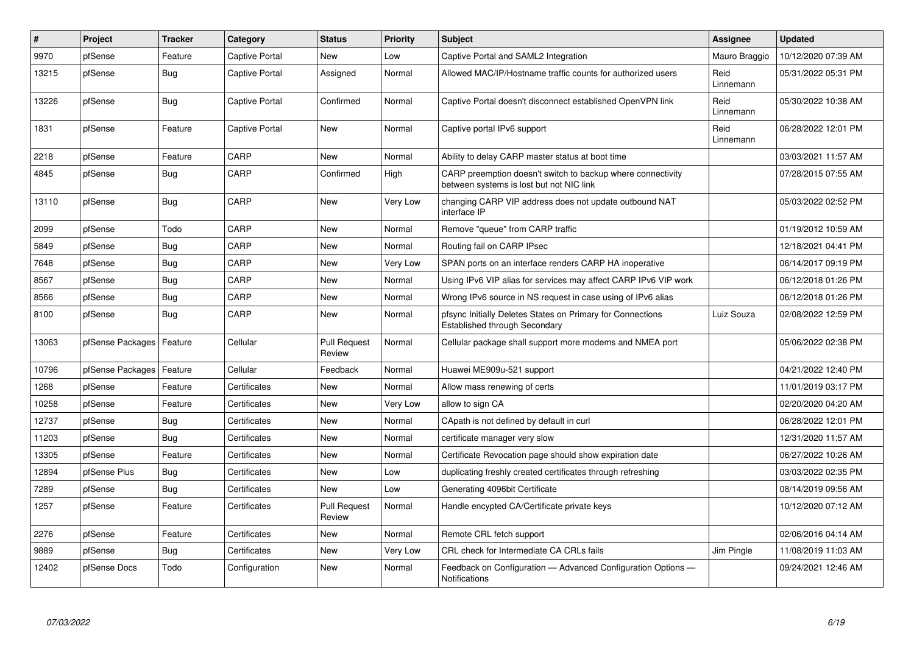| # | Project | Tracker | Category | Status | Priority | Subject | Assignee | Updated |
|---|---|---|---|---|---|---|---|---|
| 9970 | pfSense | Feature | Captive Portal | New | Low | Captive Portal and SAML2 Integration | Mauro Braggio | 10/12/2020 07:39 AM |
| 13215 | pfSense | Bug | Captive Portal | Assigned | Normal | Allowed MAC/IP/Hostname traffic counts for authorized users | Reid Linnemann | 05/31/2022 05:31 PM |
| 13226 | pfSense | Bug | Captive Portal | Confirmed | Normal | Captive Portal doesn't disconnect established OpenVPN link | Reid Linnemann | 05/30/2022 10:38 AM |
| 1831 | pfSense | Feature | Captive Portal | New | Normal | Captive portal IPv6 support | Reid Linnemann | 06/28/2022 12:01 PM |
| 2218 | pfSense | Feature | CARP | New | Normal | Ability to delay CARP master status at boot time | | 03/03/2021 11:57 AM |
| 4845 | pfSense | Bug | CARP | Confirmed | High | CARP preemption doesn't switch to backup where connectivity between systems is lost but not NIC link | | 07/28/2015 07:55 AM |
| 13110 | pfSense | Bug | CARP | New | Very Low | changing CARP VIP address does not update outbound NAT interface IP | | 05/03/2022 02:52 PM |
| 2099 | pfSense | Todo | CARP | New | Normal | Remove "queue" from CARP traffic | | 01/19/2012 10:59 AM |
| 5849 | pfSense | Bug | CARP | New | Normal | Routing fail on CARP IPsec | | 12/18/2021 04:41 PM |
| 7648 | pfSense | Bug | CARP | New | Very Low | SPAN ports on an interface renders CARP HA inoperative | | 06/14/2017 09:19 PM |
| 8567 | pfSense | Bug | CARP | New | Normal | Using IPv6 VIP alias for services may affect CARP IPv6 VIP work | | 06/12/2018 01:26 PM |
| 8566 | pfSense | Bug | CARP | New | Normal | Wrong IPv6 source in NS request in case using of IPv6 alias | | 06/12/2018 01:26 PM |
| 8100 | pfSense | Bug | CARP | New | Normal | pfsync Initially Deletes States on Primary for Connections Established through Secondary | Luiz Souza | 02/08/2022 12:59 PM |
| 13063 | pfSense Packages | Feature | Cellular | Pull Request Review | Normal | Cellular package shall support more modems and NMEA port | | 05/06/2022 02:38 PM |
| 10796 | pfSense Packages | Feature | Cellular | Feedback | Normal | Huawei ME909u-521 support | | 04/21/2022 12:40 PM |
| 1268 | pfSense | Feature | Certificates | New | Normal | Allow mass renewing of certs | | 11/01/2019 03:17 PM |
| 10258 | pfSense | Feature | Certificates | New | Very Low | allow to sign CA | | 02/20/2020 04:20 AM |
| 12737 | pfSense | Bug | Certificates | New | Normal | CApath is not defined by default in curl | | 06/28/2022 12:01 PM |
| 11203 | pfSense | Bug | Certificates | New | Normal | certificate manager very slow | | 12/31/2020 11:57 AM |
| 13305 | pfSense | Feature | Certificates | New | Normal | Certificate Revocation page should show expiration date | | 06/27/2022 10:26 AM |
| 12894 | pfSense Plus | Bug | Certificates | New | Low | duplicating freshly created certificates through refreshing | | 03/03/2022 02:35 PM |
| 7289 | pfSense | Bug | Certificates | New | Low | Generating 4096bit Certificate | | 08/14/2019 09:56 AM |
| 1257 | pfSense | Feature | Certificates | Pull Request Review | Normal | Handle encypted CA/Certificate private keys | | 10/12/2020 07:12 AM |
| 2276 | pfSense | Feature | Certificates | New | Normal | Remote CRL fetch support | | 02/06/2016 04:14 AM |
| 9889 | pfSense | Bug | Certificates | New | Very Low | CRL check for Intermediate CA CRLs fails | Jim Pingle | 11/08/2019 11:03 AM |
| 12402 | pfSense Docs | Todo | Configuration | New | Normal | Feedback on Configuration — Advanced Configuration Options — Notifications | | 09/24/2021 12:46 AM |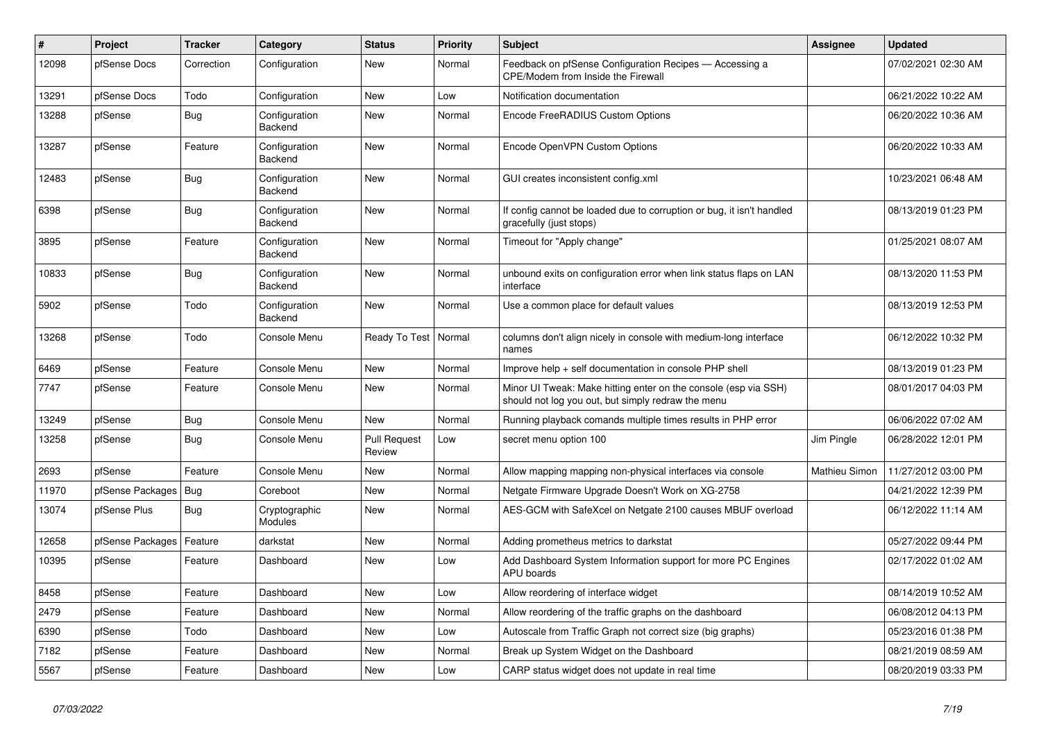| # | Project | Tracker | Category | Status | Priority | Subject | Assignee | Updated |
|---|---|---|---|---|---|---|---|---|
| 12098 | pfSense Docs | Correction | Configuration | New | Normal | Feedback on pfSense Configuration Recipes — Accessing a CPE/Modem from Inside the Firewall | | 07/02/2021 02:30 AM |
| 13291 | pfSense Docs | Todo | Configuration | New | Low | Notification documentation | | 06/21/2022 10:22 AM |
| 13288 | pfSense | Bug | Configuration Backend | New | Normal | Encode FreeRADIUS Custom Options | | 06/20/2022 10:36 AM |
| 13287 | pfSense | Feature | Configuration Backend | New | Normal | Encode OpenVPN Custom Options | | 06/20/2022 10:33 AM |
| 12483 | pfSense | Bug | Configuration Backend | New | Normal | GUI creates inconsistent config.xml | | 10/23/2021 06:48 AM |
| 6398 | pfSense | Bug | Configuration Backend | New | Normal | If config cannot be loaded due to corruption or bug, it isn't handled gracefully (just stops) | | 08/13/2019 01:23 PM |
| 3895 | pfSense | Feature | Configuration Backend | New | Normal | Timeout for "Apply change" | | 01/25/2021 08:07 AM |
| 10833 | pfSense | Bug | Configuration Backend | New | Normal | unbound exits on configuration error when link status flaps on LAN interface | | 08/13/2020 11:53 PM |
| 5902 | pfSense | Todo | Configuration Backend | New | Normal | Use a common place for default values | | 08/13/2019 12:53 PM |
| 13268 | pfSense | Todo | Console Menu | Ready To Test | Normal | columns don't align nicely in console with medium-long interface names | | 06/12/2022 10:32 PM |
| 6469 | pfSense | Feature | Console Menu | New | Normal | Improve help + self documentation in console PHP shell | | 08/13/2019 01:23 PM |
| 7747 | pfSense | Feature | Console Menu | New | Normal | Minor UI Tweak: Make hitting enter on the console (esp via SSH) should not log you out, but simply redraw the menu | | 08/01/2017 04:03 PM |
| 13249 | pfSense | Bug | Console Menu | New | Normal | Running playback comands multiple times results in PHP error | | 06/06/2022 07:02 AM |
| 13258 | pfSense | Bug | Console Menu | Pull Request Review | Low | secret menu option 100 | Jim Pingle | 06/28/2022 12:01 PM |
| 2693 | pfSense | Feature | Console Menu | New | Normal | Allow mapping mapping non-physical interfaces via console | Mathieu Simon | 11/27/2012 03:00 PM |
| 11970 | pfSense Packages | Bug | Coreboot | New | Normal | Netgate Firmware Upgrade Doesn't Work on XG-2758 | | 04/21/2022 12:39 PM |
| 13074 | pfSense Plus | Bug | Cryptographic Modules | New | Normal | AES-GCM with SafeXcel on Netgate 2100 causes MBUF overload | | 06/12/2022 11:14 AM |
| 12658 | pfSense Packages | Feature | darkstat | New | Normal | Adding prometheus metrics to darkstat | | 05/27/2022 09:44 PM |
| 10395 | pfSense | Feature | Dashboard | New | Low | Add Dashboard System Information support for more PC Engines APU boards | | 02/17/2022 01:02 AM |
| 8458 | pfSense | Feature | Dashboard | New | Low | Allow reordering of interface widget | | 08/14/2019 10:52 AM |
| 2479 | pfSense | Feature | Dashboard | New | Normal | Allow reordering of the traffic graphs on the dashboard | | 06/08/2012 04:13 PM |
| 6390 | pfSense | Todo | Dashboard | New | Low | Autoscale from Traffic Graph not correct size (big graphs) | | 05/23/2016 01:38 PM |
| 7182 | pfSense | Feature | Dashboard | New | Normal | Break up System Widget on the Dashboard | | 08/21/2019 08:59 AM |
| 5567 | pfSense | Feature | Dashboard | New | Low | CARP status widget does not update in real time | | 08/20/2019 03:33 PM |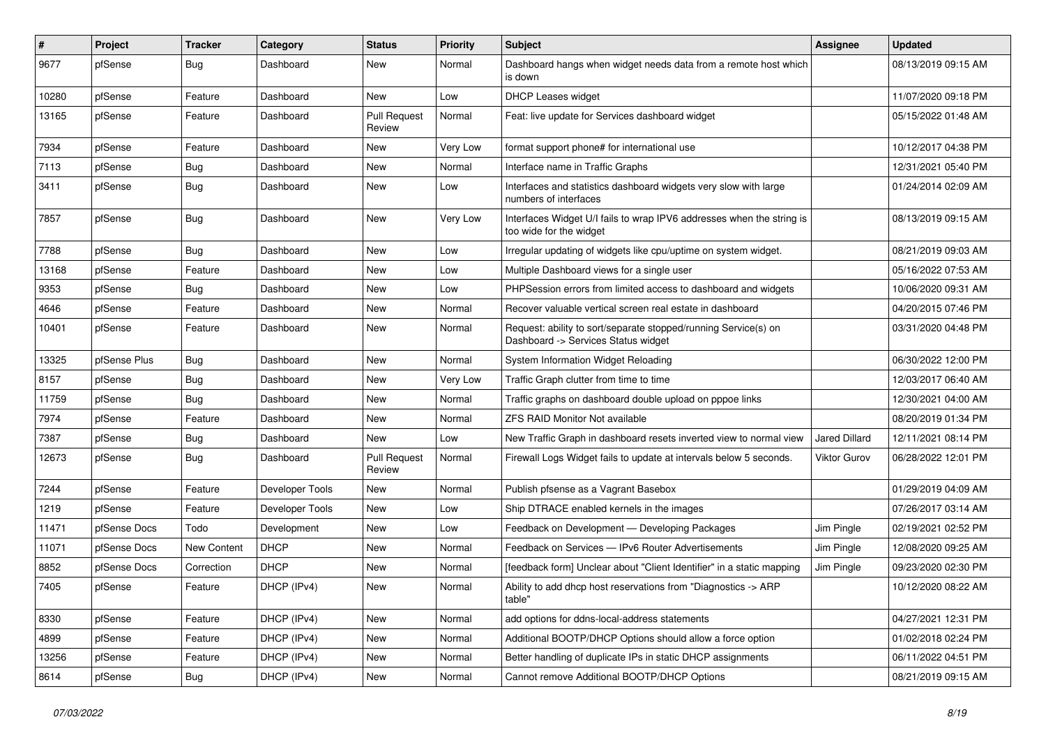| # | Project | Tracker | Category | Status | Priority | Subject | Assignee | Updated |
|---|---|---|---|---|---|---|---|---|
| 9677 | pfSense | Bug | Dashboard | New | Normal | Dashboard hangs when widget needs data from a remote host which is down | | 08/13/2019 09:15 AM |
| 10280 | pfSense | Feature | Dashboard | New | Low | DHCP Leases widget | | 11/07/2020 09:18 PM |
| 13165 | pfSense | Feature | Dashboard | Pull Request Review | Normal | Feat: live update for Services dashboard widget | | 05/15/2022 01:48 AM |
| 7934 | pfSense | Feature | Dashboard | New | Very Low | format support phone# for international use | | 10/12/2017 04:38 PM |
| 7113 | pfSense | Bug | Dashboard | New | Normal | Interface name in Traffic Graphs | | 12/31/2021 05:40 PM |
| 3411 | pfSense | Bug | Dashboard | New | Low | Interfaces and statistics dashboard widgets very slow with large numbers of interfaces | | 01/24/2014 02:09 AM |
| 7857 | pfSense | Bug | Dashboard | New | Very Low | Interfaces Widget U/I fails to wrap IPV6 addresses when the string is too wide for the widget | | 08/13/2019 09:15 AM |
| 7788 | pfSense | Bug | Dashboard | New | Low | Irregular updating of widgets like cpu/uptime on system widget. | | 08/21/2019 09:03 AM |
| 13168 | pfSense | Feature | Dashboard | New | Low | Multiple Dashboard views for a single user | | 05/16/2022 07:53 AM |
| 9353 | pfSense | Bug | Dashboard | New | Low | PHPSession errors from limited access to dashboard and widgets | | 10/06/2020 09:31 AM |
| 4646 | pfSense | Feature | Dashboard | New | Normal | Recover valuable vertical screen real estate in dashboard | | 04/20/2015 07:46 PM |
| 10401 | pfSense | Feature | Dashboard | New | Normal | Request: ability to sort/separate stopped/running Service(s) on Dashboard -> Services Status widget | | 03/31/2020 04:48 PM |
| 13325 | pfSense Plus | Bug | Dashboard | New | Normal | System Information Widget Reloading | | 06/30/2022 12:00 PM |
| 8157 | pfSense | Bug | Dashboard | New | Very Low | Traffic Graph clutter from time to time | | 12/03/2017 06:40 AM |
| 11759 | pfSense | Bug | Dashboard | New | Normal | Traffic graphs on dashboard double upload on pppoe links | | 12/30/2021 04:00 AM |
| 7974 | pfSense | Feature | Dashboard | New | Normal | ZFS RAID Monitor Not available | | 08/20/2019 01:34 PM |
| 7387 | pfSense | Bug | Dashboard | New | Low | New Traffic Graph in dashboard resets inverted view to normal view | Jared Dillard | 12/11/2021 08:14 PM |
| 12673 | pfSense | Bug | Dashboard | Pull Request Review | Normal | Firewall Logs Widget fails to update at intervals below 5 seconds. | Viktor Gurov | 06/28/2022 12:01 PM |
| 7244 | pfSense | Feature | Developer Tools | New | Normal | Publish pfsense as a Vagrant Basebox | | 01/29/2019 04:09 AM |
| 1219 | pfSense | Feature | Developer Tools | New | Low | Ship DTRACE enabled kernels in the images | | 07/26/2017 03:14 AM |
| 11471 | pfSense Docs | Todo | Development | New | Low | Feedback on Development — Developing Packages | Jim Pingle | 02/19/2021 02:52 PM |
| 11071 | pfSense Docs | New Content | DHCP | New | Normal | Feedback on Services — IPv6 Router Advertisements | Jim Pingle | 12/08/2020 09:25 AM |
| 8852 | pfSense Docs | Correction | DHCP | New | Normal | [feedback form] Unclear about "Client Identifier" in a static mapping | Jim Pingle | 09/23/2020 02:30 PM |
| 7405 | pfSense | Feature | DHCP (IPv4) | New | Normal | Ability to add dhcp host reservations from "Diagnostics -> ARP table" | | 10/12/2020 08:22 AM |
| 8330 | pfSense | Feature | DHCP (IPv4) | New | Normal | add options for ddns-local-address statements | | 04/27/2021 12:31 PM |
| 4899 | pfSense | Feature | DHCP (IPv4) | New | Normal | Additional BOOTP/DHCP Options should allow a force option | | 01/02/2018 02:24 PM |
| 13256 | pfSense | Feature | DHCP (IPv4) | New | Normal | Better handling of duplicate IPs in static DHCP assignments | | 06/11/2022 04:51 PM |
| 8614 | pfSense | Bug | DHCP (IPv4) | New | Normal | Cannot remove Additional BOOTP/DHCP Options | | 08/21/2019 09:15 AM |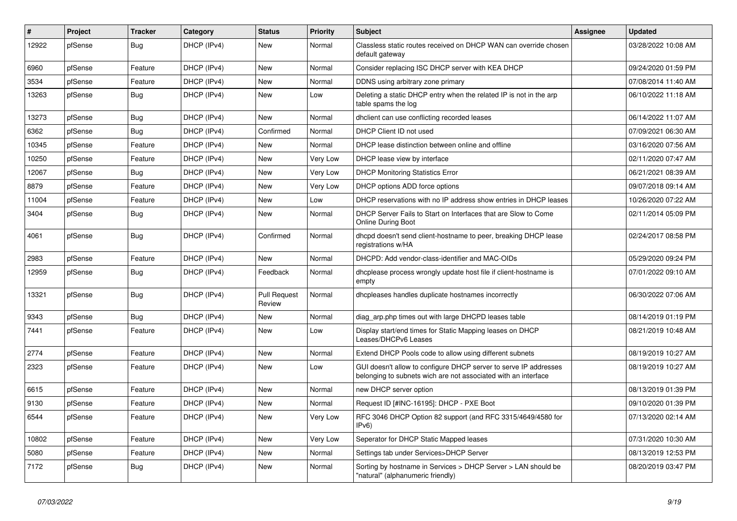| # | Project | Tracker | Category | Status | Priority | Subject | Assignee | Updated |
|---|---|---|---|---|---|---|---|---|
| 12922 | pfSense | Bug | DHCP (IPv4) | New | Normal | Classless static routes received on DHCP WAN can override chosen default gateway | | 03/28/2022 10:08 AM |
| 6960 | pfSense | Feature | DHCP (IPv4) | New | Normal | Consider replacing ISC DHCP server with KEA DHCP | | 09/24/2020 01:59 PM |
| 3534 | pfSense | Feature | DHCP (IPv4) | New | Normal | DDNS using arbitrary zone primary | | 07/08/2014 11:40 AM |
| 13263 | pfSense | Bug | DHCP (IPv4) | New | Low | Deleting a static DHCP entry when the related IP is not in the arp table spams the log | | 06/10/2022 11:18 AM |
| 13273 | pfSense | Bug | DHCP (IPv4) | New | Normal | dhclient can use conflicting recorded leases | | 06/14/2022 11:07 AM |
| 6362 | pfSense | Bug | DHCP (IPv4) | Confirmed | Normal | DHCP Client ID not used | | 07/09/2021 06:30 AM |
| 10345 | pfSense | Feature | DHCP (IPv4) | New | Normal | DHCP lease distinction between online and offline | | 03/16/2020 07:56 AM |
| 10250 | pfSense | Feature | DHCP (IPv4) | New | Very Low | DHCP lease view by interface | | 02/11/2020 07:47 AM |
| 12067 | pfSense | Bug | DHCP (IPv4) | New | Very Low | DHCP Monitoring Statistics Error | | 06/21/2021 08:39 AM |
| 8879 | pfSense | Feature | DHCP (IPv4) | New | Very Low | DHCP options ADD force options | | 09/07/2018 09:14 AM |
| 11004 | pfSense | Feature | DHCP (IPv4) | New | Low | DHCP reservations with no IP address show entries in DHCP leases | | 10/26/2020 07:22 AM |
| 3404 | pfSense | Bug | DHCP (IPv4) | New | Normal | DHCP Server Fails to Start on Interfaces that are Slow to Come Online During Boot | | 02/11/2014 05:09 PM |
| 4061 | pfSense | Bug | DHCP (IPv4) | Confirmed | Normal | dhcpd doesn't send client-hostname to peer, breaking DHCP lease registrations w/HA | | 02/24/2017 08:58 PM |
| 2983 | pfSense | Feature | DHCP (IPv4) | New | Normal | DHCPD: Add vendor-class-identifier and MAC-OIDs | | 05/29/2020 09:24 PM |
| 12959 | pfSense | Bug | DHCP (IPv4) | Feedback | Normal | dhcplease process wrongly update host file if client-hostname is empty | | 07/01/2022 09:10 AM |
| 13321 | pfSense | Bug | DHCP (IPv4) | Pull Request Review | Normal | dhcpleases handles duplicate hostnames incorrectly | | 06/30/2022 07:06 AM |
| 9343 | pfSense | Bug | DHCP (IPv4) | New | Normal | diag_arp.php times out with large DHCPD leases table | | 08/14/2019 01:19 PM |
| 7441 | pfSense | Feature | DHCP (IPv4) | New | Low | Display start/end times for Static Mapping leases on DHCP Leases/DHCPv6 Leases | | 08/21/2019 10:48 AM |
| 2774 | pfSense | Feature | DHCP (IPv4) | New | Normal | Extend DHCP Pools code to allow using different subnets | | 08/19/2019 10:27 AM |
| 2323 | pfSense | Feature | DHCP (IPv4) | New | Low | GUI doesn't allow to configure DHCP server to serve IP addresses belonging to subnets wich are not associated with an interface | | 08/19/2019 10:27 AM |
| 6615 | pfSense | Feature | DHCP (IPv4) | New | Normal | new DHCP server option | | 08/13/2019 01:39 PM |
| 9130 | pfSense | Feature | DHCP (IPv4) | New | Normal | Request ID [#INC-16195]: DHCP - PXE Boot | | 09/10/2020 01:39 PM |
| 6544 | pfSense | Feature | DHCP (IPv4) | New | Very Low | RFC 3046 DHCP Option 82 support (and RFC 3315/4649/4580 for IPv6) | | 07/13/2020 02:14 AM |
| 10802 | pfSense | Feature | DHCP (IPv4) | New | Very Low | Seperator for DHCP Static Mapped leases | | 07/31/2020 10:30 AM |
| 5080 | pfSense | Feature | DHCP (IPv4) | New | Normal | Settings tab under Services>DHCP Server | | 08/13/2019 12:53 PM |
| 7172 | pfSense | Bug | DHCP (IPv4) | New | Normal | Sorting by hostname in Services > DHCP Server > LAN should be "natural" (alphanumeric friendly) | | 08/20/2019 03:47 PM |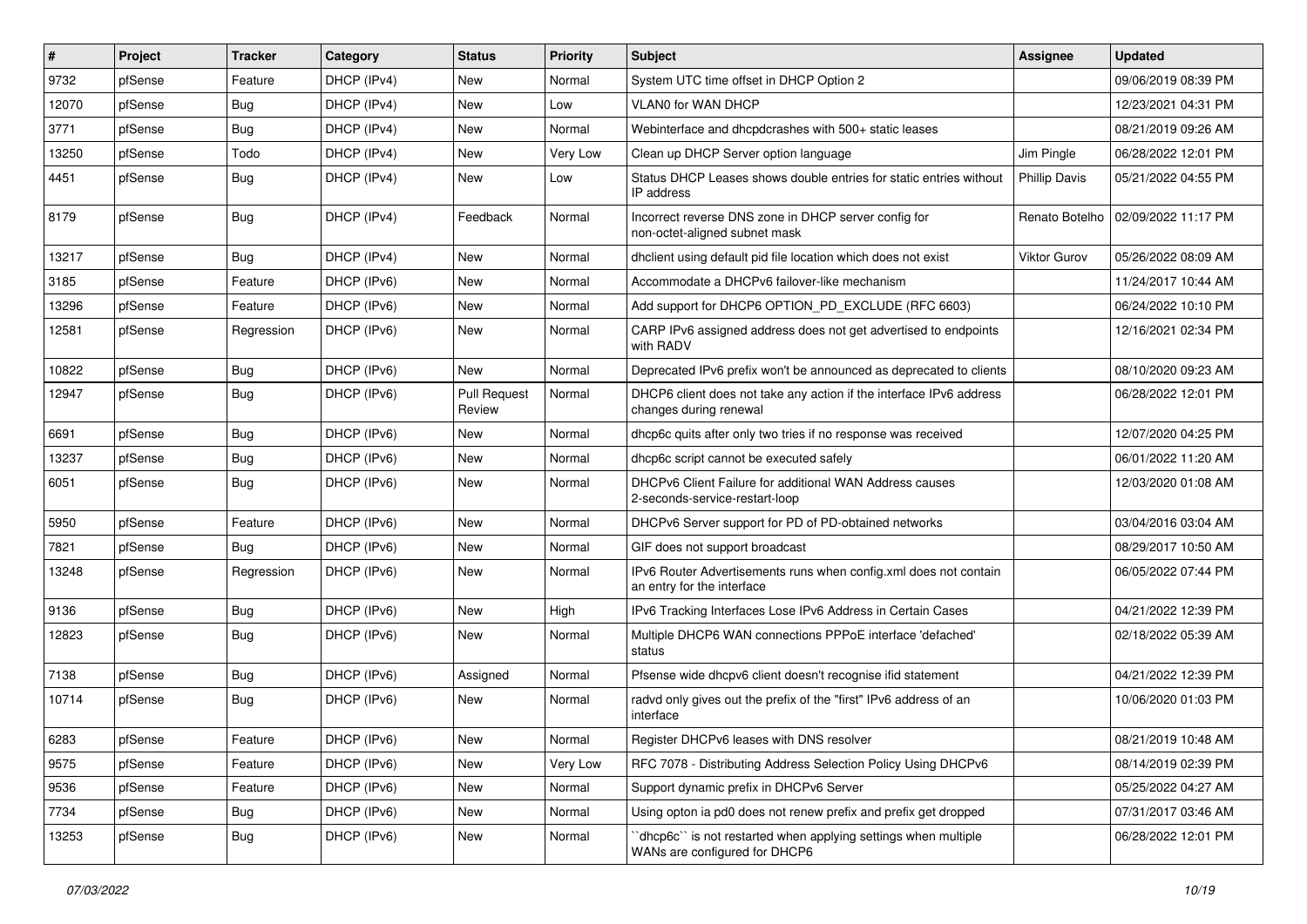| # | Project | Tracker | Category | Status | Priority | Subject | Assignee | Updated |
|---|---|---|---|---|---|---|---|---|
| 9732 | pfSense | Feature | DHCP (IPv4) | New | Normal | System UTC time offset in DHCP Option 2 | | 09/06/2019 08:39 PM |
| 12070 | pfSense | Bug | DHCP (IPv4) | New | Low | VLAN0 for WAN DHCP | | 12/23/2021 04:31 PM |
| 3771 | pfSense | Bug | DHCP (IPv4) | New | Normal | Webinterface and dhcpdcrashes with 500+ static leases | | 08/21/2019 09:26 AM |
| 13250 | pfSense | Todo | DHCP (IPv4) | New | Very Low | Clean up DHCP Server option language | Jim Pingle | 06/28/2022 12:01 PM |
| 4451 | pfSense | Bug | DHCP (IPv4) | New | Low | Status DHCP Leases shows double entries for static entries without IP address | Phillip Davis | 05/21/2022 04:55 PM |
| 8179 | pfSense | Bug | DHCP (IPv4) | Feedback | Normal | Incorrect reverse DNS zone in DHCP server config for non-octet-aligned subnet mask | Renato Botelho | 02/09/2022 11:17 PM |
| 13217 | pfSense | Bug | DHCP (IPv4) | New | Normal | dhclient using default pid file location which does not exist | Viktor Gurov | 05/26/2022 08:09 AM |
| 3185 | pfSense | Feature | DHCP (IPv6) | New | Normal | Accommodate a DHCPv6 failover-like mechanism | | 11/24/2017 10:44 AM |
| 13296 | pfSense | Feature | DHCP (IPv6) | New | Normal | Add support for DHCP6 OPTION_PD_EXCLUDE (RFC 6603) | | 06/24/2022 10:10 PM |
| 12581 | pfSense | Regression | DHCP (IPv6) | New | Normal | CARP IPv6 assigned address does not get advertised to endpoints with RADV | | 12/16/2021 02:34 PM |
| 10822 | pfSense | Bug | DHCP (IPv6) | New | Normal | Deprecated IPv6 prefix won't be announced as deprecated to clients | | 08/10/2020 09:23 AM |
| 12947 | pfSense | Bug | DHCP (IPv6) | Pull Request Review | Normal | DHCP6 client does not take any action if the interface IPv6 address changes during renewal | | 06/28/2022 12:01 PM |
| 6691 | pfSense | Bug | DHCP (IPv6) | New | Normal | dhcp6c quits after only two tries if no response was received | | 12/07/2020 04:25 PM |
| 13237 | pfSense | Bug | DHCP (IPv6) | New | Normal | dhcp6c script cannot be executed safely | | 06/01/2022 11:20 AM |
| 6051 | pfSense | Bug | DHCP (IPv6) | New | Normal | DHCPv6 Client Failure for additional WAN Address causes 2-seconds-service-restart-loop | | 12/03/2020 01:08 AM |
| 5950 | pfSense | Feature | DHCP (IPv6) | New | Normal | DHCPv6 Server support for PD of PD-obtained networks | | 03/04/2016 03:04 AM |
| 7821 | pfSense | Bug | DHCP (IPv6) | New | Normal | GIF does not support broadcast | | 08/29/2017 10:50 AM |
| 13248 | pfSense | Regression | DHCP (IPv6) | New | Normal | IPv6 Router Advertisements runs when config.xml does not contain an entry for the interface | | 06/05/2022 07:44 PM |
| 9136 | pfSense | Bug | DHCP (IPv6) | New | High | IPv6 Tracking Interfaces Lose IPv6 Address in Certain Cases | | 04/21/2022 12:39 PM |
| 12823 | pfSense | Bug | DHCP (IPv6) | New | Normal | Multiple DHCP6 WAN connections PPPoE interface 'defached' status | | 02/18/2022 05:39 AM |
| 7138 | pfSense | Bug | DHCP (IPv6) | Assigned | Normal | Pfsense wide dhcpv6 client doesn't recognise ifid statement | | 04/21/2022 12:39 PM |
| 10714 | pfSense | Bug | DHCP (IPv6) | New | Normal | radvd only gives out the prefix of the "first" IPv6 address of an interface | | 10/06/2020 01:03 PM |
| 6283 | pfSense | Feature | DHCP (IPv6) | New | Normal | Register DHCPv6 leases with DNS resolver | | 08/21/2019 10:48 AM |
| 9575 | pfSense | Feature | DHCP (IPv6) | New | Very Low | RFC 7078 - Distributing Address Selection Policy Using DHCPv6 | | 08/14/2019 02:39 PM |
| 9536 | pfSense | Feature | DHCP (IPv6) | New | Normal | Support dynamic prefix in DHCPv6 Server | | 05/25/2022 04:27 AM |
| 7734 | pfSense | Bug | DHCP (IPv6) | New | Normal | Using opton ia pd0 does not renew prefix and prefix get dropped | | 07/31/2017 03:46 AM |
| 13253 | pfSense | Bug | DHCP (IPv6) | New | Normal | ``dhcp6c`` is not restarted when applying settings when multiple WANs are configured for DHCP6 | | 06/28/2022 12:01 PM |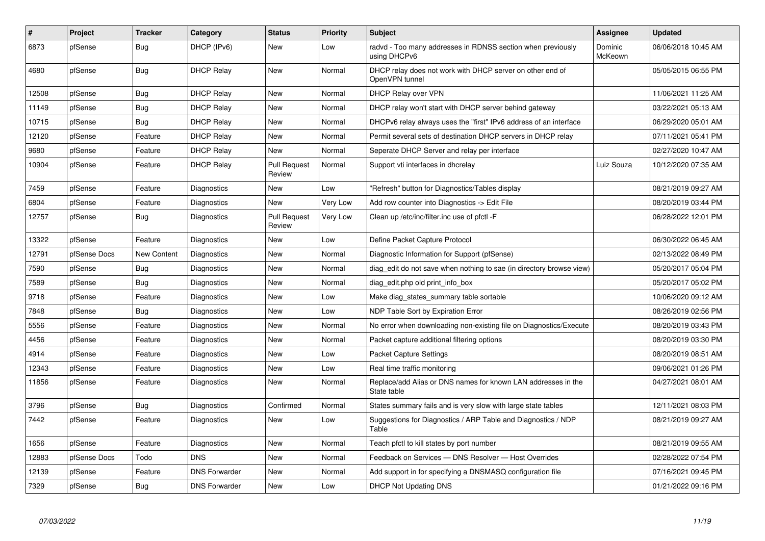| # | Project | Tracker | Category | Status | Priority | Subject | Assignee | Updated |
|---|---|---|---|---|---|---|---|---|
| 6873 | pfSense | Bug | DHCP (IPv6) | New | Low | radvd - Too many addresses in RDNSS section when previously using DHCPv6 | Dominic McKeown | 06/06/2018 10:45 AM |
| 4680 | pfSense | Bug | DHCP Relay | New | Normal | DHCP relay does not work with DHCP server on other end of OpenVPN tunnel | | 05/05/2015 06:55 PM |
| 12508 | pfSense | Bug | DHCP Relay | New | Normal | DHCP Relay over VPN | | 11/06/2021 11:25 AM |
| 11149 | pfSense | Bug | DHCP Relay | New | Normal | DHCP relay won't start with DHCP server behind gateway | | 03/22/2021 05:13 AM |
| 10715 | pfSense | Bug | DHCP Relay | New | Normal | DHCPv6 relay always uses the "first" IPv6 address of an interface | | 06/29/2020 05:01 AM |
| 12120 | pfSense | Feature | DHCP Relay | New | Normal | Permit several sets of destination DHCP servers in DHCP relay | | 07/11/2021 05:41 PM |
| 9680 | pfSense | Feature | DHCP Relay | New | Normal | Seperate DHCP Server and relay per interface | | 02/27/2020 10:47 AM |
| 10904 | pfSense | Feature | DHCP Relay | Pull Request Review | Normal | Support vti interfaces in dhcrelay | Luiz Souza | 10/12/2020 07:35 AM |
| 7459 | pfSense | Feature | Diagnostics | New | Low | "Refresh" button for Diagnostics/Tables display | | 08/21/2019 09:27 AM |
| 6804 | pfSense | Feature | Diagnostics | New | Very Low | Add row counter into Diagnostics -> Edit File | | 08/20/2019 03:44 PM |
| 12757 | pfSense | Bug | Diagnostics | Pull Request Review | Very Low | Clean up /etc/inc/filter.inc use of pfctl -F | | 06/28/2022 12:01 PM |
| 13322 | pfSense | Feature | Diagnostics | New | Low | Define Packet Capture Protocol | | 06/30/2022 06:45 AM |
| 12791 | pfSense Docs | New Content | Diagnostics | New | Normal | Diagnostic Information for Support (pfSense) | | 02/13/2022 08:49 PM |
| 7590 | pfSense | Bug | Diagnostics | New | Normal | diag_edit do not save when nothing to sae (in directory browse view) | | 05/20/2017 05:04 PM |
| 7589 | pfSense | Bug | Diagnostics | New | Normal | diag_edit.php old print_info_box | | 05/20/2017 05:02 PM |
| 9718 | pfSense | Feature | Diagnostics | New | Low | Make diag_states_summary table sortable | | 10/06/2020 09:12 AM |
| 7848 | pfSense | Bug | Diagnostics | New | Low | NDP Table Sort by Expiration Error | | 08/26/2019 02:56 PM |
| 5556 | pfSense | Feature | Diagnostics | New | Normal | No error when downloading non-existing file on Diagnostics/Execute | | 08/20/2019 03:43 PM |
| 4456 | pfSense | Feature | Diagnostics | New | Normal | Packet capture additional filtering options | | 08/20/2019 03:30 PM |
| 4914 | pfSense | Feature | Diagnostics | New | Low | Packet Capture Settings | | 08/20/2019 08:51 AM |
| 12343 | pfSense | Feature | Diagnostics | New | Low | Real time traffic monitoring | | 09/06/2021 01:26 PM |
| 11856 | pfSense | Feature | Diagnostics | New | Normal | Replace/add Alias or DNS names for known LAN addresses in the State table | | 04/27/2021 08:01 AM |
| 3796 | pfSense | Bug | Diagnostics | Confirmed | Normal | States summary fails and is very slow with large state tables | | 12/11/2021 08:03 PM |
| 7442 | pfSense | Feature | Diagnostics | New | Low | Suggestions for Diagnostics / ARP Table and Diagnostics / NDP Table | | 08/21/2019 09:27 AM |
| 1656 | pfSense | Feature | Diagnostics | New | Normal | Teach pfctl to kill states by port number | | 08/21/2019 09:55 AM |
| 12883 | pfSense Docs | Todo | DNS | New | Normal | Feedback on Services — DNS Resolver — Host Overrides | | 02/28/2022 07:54 PM |
| 12139 | pfSense | Feature | DNS Forwarder | New | Normal | Add support in for specifying a DNSMASQ configuration file | | 07/16/2021 09:45 PM |
| 7329 | pfSense | Bug | DNS Forwarder | New | Low | DHCP Not Updating DNS | | 01/21/2022 09:16 PM |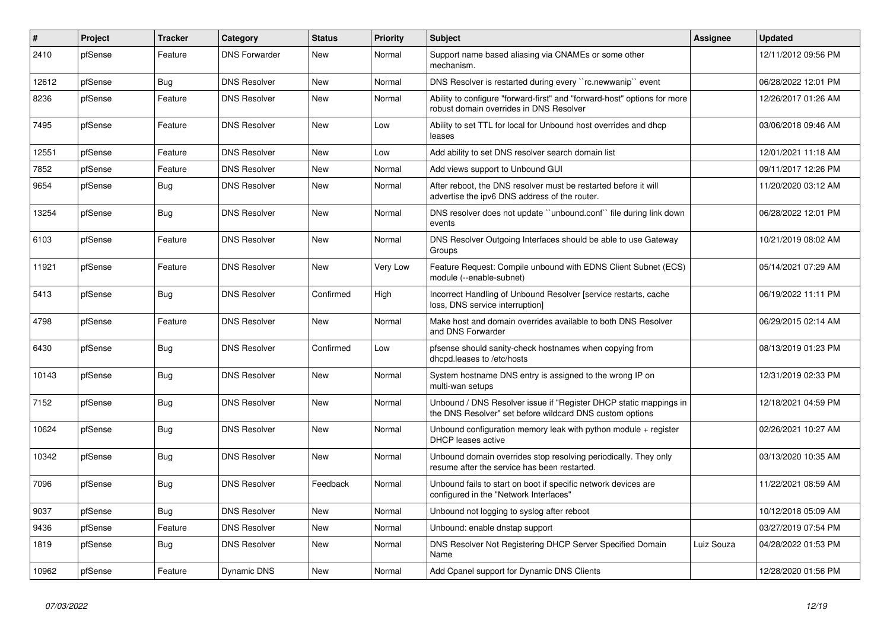| # | Project | Tracker | Category | Status | Priority | Subject | Assignee | Updated |
|---|---|---|---|---|---|---|---|---|
| 2410 | pfSense | Feature | DNS Forwarder | New | Normal | Support name based aliasing via CNAMEs or some other mechanism. | | 12/11/2012 09:56 PM |
| 12612 | pfSense | Bug | DNS Resolver | New | Normal | DNS Resolver is restarted during every ``rc.newwanip`` event | | 06/28/2022 12:01 PM |
| 8236 | pfSense | Feature | DNS Resolver | New | Normal | Ability to configure "forward-first" and "forward-host" options for more robust domain overrides in DNS Resolver | | 12/26/2017 01:26 AM |
| 7495 | pfSense | Feature | DNS Resolver | New | Low | Ability to set TTL for local for Unbound host overrides and dhcp leases | | 03/06/2018 09:46 AM |
| 12551 | pfSense | Feature | DNS Resolver | New | Low | Add ability to set DNS resolver search domain list | | 12/01/2021 11:18 AM |
| 7852 | pfSense | Feature | DNS Resolver | New | Normal | Add views support to Unbound GUI | | 09/11/2017 12:26 PM |
| 9654 | pfSense | Bug | DNS Resolver | New | Normal | After reboot, the DNS resolver must be restarted before it will advertise the ipv6 DNS address of the router. | | 11/20/2020 03:12 AM |
| 13254 | pfSense | Bug | DNS Resolver | New | Normal | DNS resolver does not update ``unbound.conf`` file during link down events | | 06/28/2022 12:01 PM |
| 6103 | pfSense | Feature | DNS Resolver | New | Normal | DNS Resolver Outgoing Interfaces should be able to use Gateway Groups | | 10/21/2019 08:02 AM |
| 11921 | pfSense | Feature | DNS Resolver | New | Very Low | Feature Request: Compile unbound with EDNS Client Subnet (ECS) module (--enable-subnet) | | 05/14/2021 07:29 AM |
| 5413 | pfSense | Bug | DNS Resolver | Confirmed | High | Incorrect Handling of Unbound Resolver [service restarts, cache loss, DNS service interruption] | | 06/19/2022 11:11 PM |
| 4798 | pfSense | Feature | DNS Resolver | New | Normal | Make host and domain overrides available to both DNS Resolver and DNS Forwarder | | 06/29/2015 02:14 AM |
| 6430 | pfSense | Bug | DNS Resolver | Confirmed | Low | pfsense should sanity-check hostnames when copying from dhcpd.leases to /etc/hosts | | 08/13/2019 01:23 PM |
| 10143 | pfSense | Bug | DNS Resolver | New | Normal | System hostname DNS entry is assigned to the wrong IP on multi-wan setups | | 12/31/2019 02:33 PM |
| 7152 | pfSense | Bug | DNS Resolver | New | Normal | Unbound / DNS Resolver issue if "Register DHCP static mappings in the DNS Resolver" set before wildcard DNS custom options | | 12/18/2021 04:59 PM |
| 10624 | pfSense | Bug | DNS Resolver | New | Normal | Unbound configuration memory leak with python module + register DHCP leases active | | 02/26/2021 10:27 AM |
| 10342 | pfSense | Bug | DNS Resolver | New | Normal | Unbound domain overrides stop resolving periodically. They only resume after the service has been restarted. | | 03/13/2020 10:35 AM |
| 7096 | pfSense | Bug | DNS Resolver | Feedback | Normal | Unbound fails to start on boot if specific network devices are configured in the "Network Interfaces" | | 11/22/2021 08:59 AM |
| 9037 | pfSense | Bug | DNS Resolver | New | Normal | Unbound not logging to syslog after reboot | | 10/12/2018 05:09 AM |
| 9436 | pfSense | Feature | DNS Resolver | New | Normal | Unbound: enable dnstap support | | 03/27/2019 07:54 PM |
| 1819 | pfSense | Bug | DNS Resolver | New | Normal | DNS Resolver Not Registering DHCP Server Specified Domain Name | Luiz Souza | 04/28/2022 01:53 PM |
| 10962 | pfSense | Feature | Dynamic DNS | New | Normal | Add Cpanel support for Dynamic DNS Clients | | 12/28/2020 01:56 PM |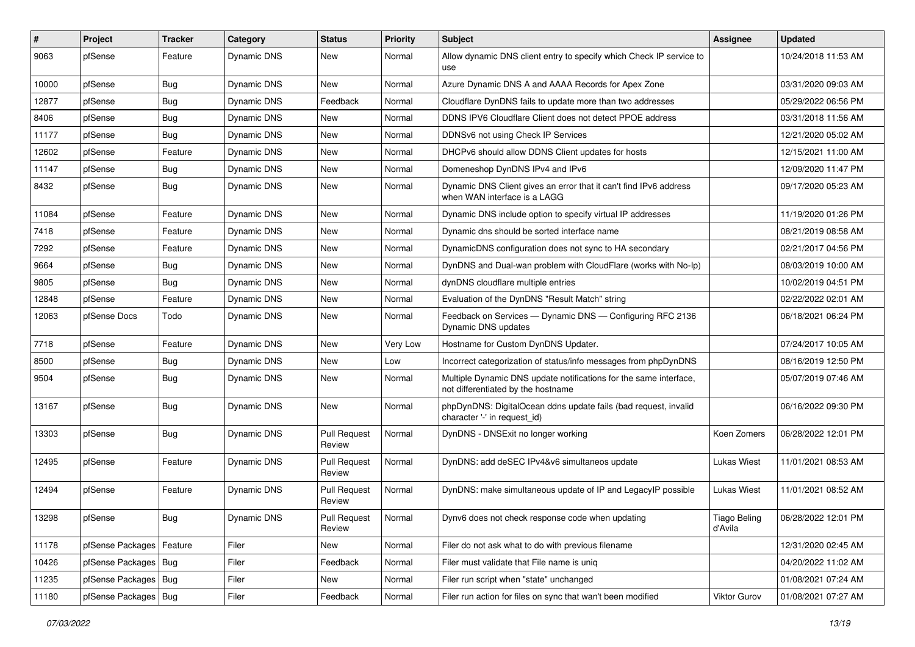| # | Project | Tracker | Category | Status | Priority | Subject | Assignee | Updated |
|---|---|---|---|---|---|---|---|---|
| 9063 | pfSense | Feature | Dynamic DNS | New | Normal | Allow dynamic DNS client entry to specify which Check IP service to use | | 10/24/2018 11:53 AM |
| 10000 | pfSense | Bug | Dynamic DNS | New | Normal | Azure Dynamic DNS A and AAAA Records for Apex Zone | | 03/31/2020 09:03 AM |
| 12877 | pfSense | Bug | Dynamic DNS | Feedback | Normal | Cloudflare DynDNS fails to update more than two addresses | | 05/29/2022 06:56 PM |
| 8406 | pfSense | Bug | Dynamic DNS | New | Normal | DDNS IPV6 Cloudflare Client does not detect PPOE address | | 03/31/2018 11:56 AM |
| 11177 | pfSense | Bug | Dynamic DNS | New | Normal | DDNSv6 not using Check IP Services | | 12/21/2020 05:02 AM |
| 12602 | pfSense | Feature | Dynamic DNS | New | Normal | DHCPv6 should allow DDNS Client updates for hosts | | 12/15/2021 11:00 AM |
| 11147 | pfSense | Bug | Dynamic DNS | New | Normal | Domeneshop DynDNS IPv4 and IPv6 | | 12/09/2020 11:47 PM |
| 8432 | pfSense | Bug | Dynamic DNS | New | Normal | Dynamic DNS Client gives an error that it can't find IPv6 address when WAN interface is a LAGG | | 09/17/2020 05:23 AM |
| 11084 | pfSense | Feature | Dynamic DNS | New | Normal | Dynamic DNS include option to specify virtual IP addresses | | 11/19/2020 01:26 PM |
| 7418 | pfSense | Feature | Dynamic DNS | New | Normal | Dynamic dns should be sorted interface name | | 08/21/2019 08:58 AM |
| 7292 | pfSense | Feature | Dynamic DNS | New | Normal | DynamicDNS configuration does not sync to HA secondary | | 02/21/2017 04:56 PM |
| 9664 | pfSense | Bug | Dynamic DNS | New | Normal | DynDNS and Dual-wan problem with CloudFlare (works with No-Ip) | | 08/03/2019 10:00 AM |
| 9805 | pfSense | Bug | Dynamic DNS | New | Normal | dynDNS cloudflare multiple entries | | 10/02/2019 04:51 PM |
| 12848 | pfSense | Feature | Dynamic DNS | New | Normal | Evaluation of the DynDNS "Result Match" string | | 02/22/2022 02:01 AM |
| 12063 | pfSense Docs | Todo | Dynamic DNS | New | Normal | Feedback on Services — Dynamic DNS — Configuring RFC 2136 Dynamic DNS updates | | 06/18/2021 06:24 PM |
| 7718 | pfSense | Feature | Dynamic DNS | New | Very Low | Hostname for Custom DynDNS Updater. | | 07/24/2017 10:05 AM |
| 8500 | pfSense | Bug | Dynamic DNS | New | Low | Incorrect categorization of status/info messages from phpDynDNS | | 08/16/2019 12:50 PM |
| 9504 | pfSense | Bug | Dynamic DNS | New | Normal | Multiple Dynamic DNS update notifications for the same interface, not differentiated by the hostname | | 05/07/2019 07:46 AM |
| 13167 | pfSense | Bug | Dynamic DNS | New | Normal | phpDynDNS: DigitalOcean ddns update fails (bad request, invalid character '-' in request_id) | | 06/16/2022 09:30 PM |
| 13303 | pfSense | Bug | Dynamic DNS | Pull Request Review | Normal | DynDNS - DNSExit no longer working | Koen Zomers | 06/28/2022 12:01 PM |
| 12495 | pfSense | Feature | Dynamic DNS | Pull Request Review | Normal | DynDNS: add deSEC IPv4&v6 simultaneos update | Lukas Wiest | 11/01/2021 08:53 AM |
| 12494 | pfSense | Feature | Dynamic DNS | Pull Request Review | Normal | DynDNS: make simultaneous update of IP and LegacyIP possible | Lukas Wiest | 11/01/2021 08:52 AM |
| 13298 | pfSense | Bug | Dynamic DNS | Pull Request Review | Normal | Dynv6 does not check response code when updating | Tiago Beling d'Avila | 06/28/2022 12:01 PM |
| 11178 | pfSense Packages | Feature | Filer | New | Normal | Filer do not ask what to do with previous filename | | 12/31/2020 02:45 AM |
| 10426 | pfSense Packages | Bug | Filer | Feedback | Normal | Filer must validate that File name is uniq | | 04/20/2022 11:02 AM |
| 11235 | pfSense Packages | Bug | Filer | New | Normal | Filer run script when "state" unchanged | | 01/08/2021 07:24 AM |
| 11180 | pfSense Packages | Bug | Filer | Feedback | Normal | Filer run action for files on sync that wan't been modified | Viktor Gurov | 01/08/2021 07:27 AM |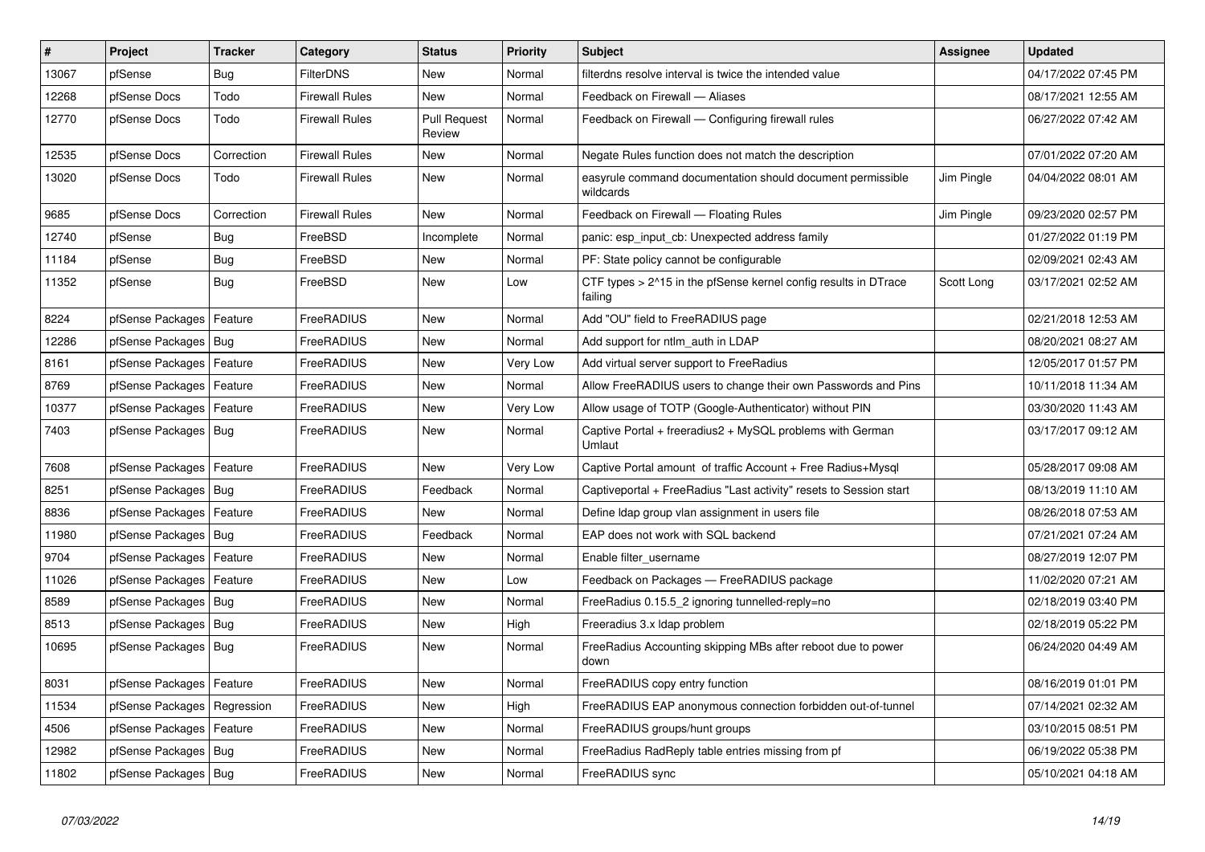| # | Project | Tracker | Category | Status | Priority | Subject | Assignee | Updated |
|---|---|---|---|---|---|---|---|---|
| 13067 | pfSense | Bug | FilterDNS | New | Normal | filterdns resolve interval is twice the intended value | | 04/17/2022 07:45 PM |
| 12268 | pfSense Docs | Todo | Firewall Rules | New | Normal | Feedback on Firewall — Aliases | | 08/17/2021 12:55 AM |
| 12770 | pfSense Docs | Todo | Firewall Rules | Pull Request Review | Normal | Feedback on Firewall — Configuring firewall rules | | 06/27/2022 07:42 AM |
| 12535 | pfSense Docs | Correction | Firewall Rules | New | Normal | Negate Rules function does not match the description | | 07/01/2022 07:20 AM |
| 13020 | pfSense Docs | Todo | Firewall Rules | New | Normal | easyrule command documentation should document permissible wildcards | Jim Pingle | 04/04/2022 08:01 AM |
| 9685 | pfSense Docs | Correction | Firewall Rules | New | Normal | Feedback on Firewall — Floating Rules | Jim Pingle | 09/23/2020 02:57 PM |
| 12740 | pfSense | Bug | FreeBSD | Incomplete | Normal | panic: esp_input_cb: Unexpected address family | | 01/27/2022 01:19 PM |
| 11184 | pfSense | Bug | FreeBSD | New | Normal | PF: State policy cannot be configurable | | 02/09/2021 02:43 AM |
| 11352 | pfSense | Bug | FreeBSD | New | Low | CTF types > 2^15 in the pfSense kernel config results in DTrace failing | Scott Long | 03/17/2021 02:52 AM |
| 8224 | pfSense Packages | Feature | FreeRADIUS | New | Normal | Add "OU" field to FreeRADIUS page | | 02/21/2018 12:53 AM |
| 12286 | pfSense Packages | Bug | FreeRADIUS | New | Normal | Add support for ntlm_auth in LDAP | | 08/20/2021 08:27 AM |
| 8161 | pfSense Packages | Feature | FreeRADIUS | New | Very Low | Add virtual server support to FreeRadius | | 12/05/2017 01:57 PM |
| 8769 | pfSense Packages | Feature | FreeRADIUS | New | Normal | Allow FreeRADIUS users to change their own Passwords and Pins | | 10/11/2018 11:34 AM |
| 10377 | pfSense Packages | Feature | FreeRADIUS | New | Very Low | Allow usage of TOTP (Google-Authenticator) without PIN | | 03/30/2020 11:43 AM |
| 7403 | pfSense Packages | Bug | FreeRADIUS | New | Normal | Captive Portal + freeradius2 + MySQL problems with German Umlaut | | 03/17/2017 09:12 AM |
| 7608 | pfSense Packages | Feature | FreeRADIUS | New | Very Low | Captive Portal amount of traffic Account + Free Radius+Mysql | | 05/28/2017 09:08 AM |
| 8251 | pfSense Packages | Bug | FreeRADIUS | Feedback | Normal | Captiveportal + FreeRadius "Last activity" resets to Session start | | 08/13/2019 11:10 AM |
| 8836 | pfSense Packages | Feature | FreeRADIUS | New | Normal | Define ldap group vlan assignment in users file | | 08/26/2018 07:53 AM |
| 11980 | pfSense Packages | Bug | FreeRADIUS | Feedback | Normal | EAP does not work with SQL backend | | 07/21/2021 07:24 AM |
| 9704 | pfSense Packages | Feature | FreeRADIUS | New | Normal | Enable filter_username | | 08/27/2019 12:07 PM |
| 11026 | pfSense Packages | Feature | FreeRADIUS | New | Low | Feedback on Packages — FreeRADIUS package | | 11/02/2020 07:21 AM |
| 8589 | pfSense Packages | Bug | FreeRADIUS | New | Normal | FreeRadius 0.15.5_2 ignoring tunnelled-reply=no | | 02/18/2019 03:40 PM |
| 8513 | pfSense Packages | Bug | FreeRADIUS | New | High | Freeradius 3.x ldap problem | | 02/18/2019 05:22 PM |
| 10695 | pfSense Packages | Bug | FreeRADIUS | New | Normal | FreeRadius Accounting skipping MBs after reboot due to power down | | 06/24/2020 04:49 AM |
| 8031 | pfSense Packages | Feature | FreeRADIUS | New | Normal | FreeRADIUS copy entry function | | 08/16/2019 01:01 PM |
| 11534 | pfSense Packages | Regression | FreeRADIUS | New | High | FreeRADIUS EAP anonymous connection forbidden out-of-tunnel | | 07/14/2021 02:32 AM |
| 4506 | pfSense Packages | Feature | FreeRADIUS | New | Normal | FreeRADIUS groups/hunt groups | | 03/10/2015 08:51 PM |
| 12982 | pfSense Packages | Bug | FreeRADIUS | New | Normal | FreeRadius RadReply table entries missing from pf | | 06/19/2022 05:38 PM |
| 11802 | pfSense Packages | Bug | FreeRADIUS | New | Normal | FreeRADIUS sync | | 05/10/2021 04:18 AM |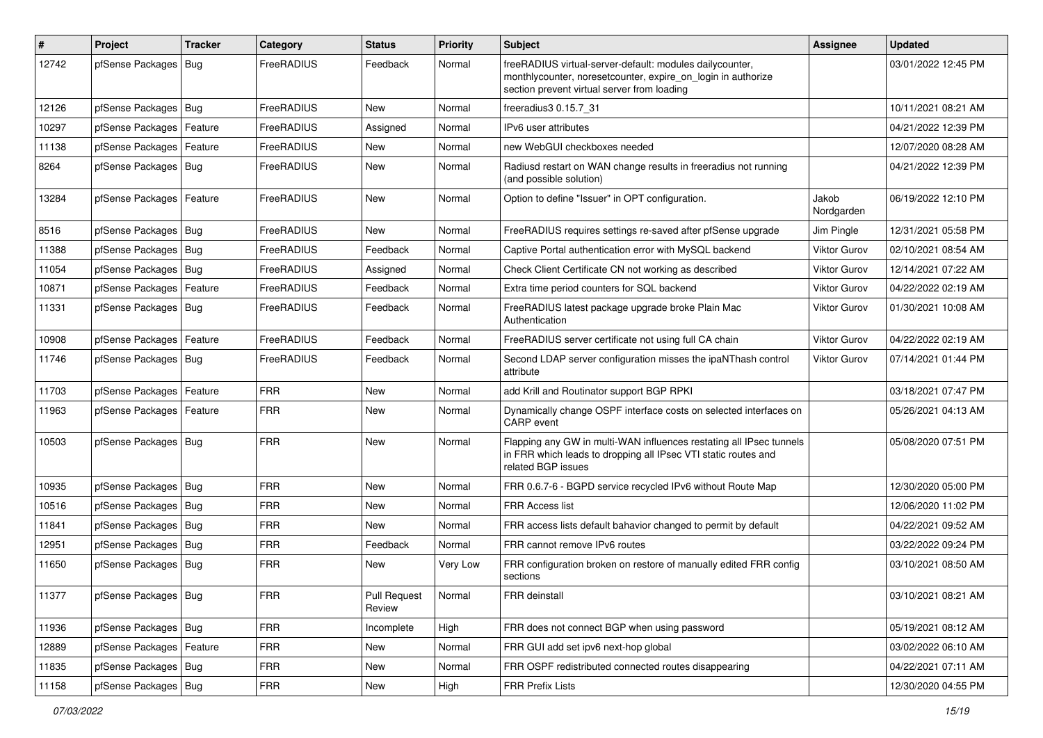| # | Project | Tracker | Category | Status | Priority | Subject | Assignee | Updated |
| --- | --- | --- | --- | --- | --- | --- | --- | --- |
| 12742 | pfSense Packages | Bug | FreeRADIUS | Feedback | Normal | freeRADIUS virtual-server-default: modules dailycounter, monthlycounter, noresetcounter, expire_on_login in authorize section prevent virtual server from loading | | 03/01/2022 12:45 PM |
| 12126 | pfSense Packages | Bug | FreeRADIUS | New | Normal | freeradius3 0.15.7_31 | | 10/11/2021 08:21 AM |
| 10297 | pfSense Packages | Feature | FreeRADIUS | Assigned | Normal | IPv6 user attributes | | 04/21/2022 12:39 PM |
| 11138 | pfSense Packages | Feature | FreeRADIUS | New | Normal | new WebGUI checkboxes needed | | 12/07/2020 08:28 AM |
| 8264 | pfSense Packages | Bug | FreeRADIUS | New | Normal | Radiusd restart on WAN change results in freeradius not running (and possible solution) | | 04/21/2022 12:39 PM |
| 13284 | pfSense Packages | Feature | FreeRADIUS | New | Normal | Option to define "Issuer" in OPT configuration. | Jakob Nordgarden | 06/19/2022 12:10 PM |
| 8516 | pfSense Packages | Bug | FreeRADIUS | New | Normal | FreeRADIUS requires settings re-saved after pfSense upgrade | Jim Pingle | 12/31/2021 05:58 PM |
| 11388 | pfSense Packages | Bug | FreeRADIUS | Feedback | Normal | Captive Portal authentication error with MySQL backend | Viktor Gurov | 02/10/2021 08:54 AM |
| 11054 | pfSense Packages | Bug | FreeRADIUS | Assigned | Normal | Check Client Certificate CN not working as described | Viktor Gurov | 12/14/2021 07:22 AM |
| 10871 | pfSense Packages | Feature | FreeRADIUS | Feedback | Normal | Extra time period counters for SQL backend | Viktor Gurov | 04/22/2022 02:19 AM |
| 11331 | pfSense Packages | Bug | FreeRADIUS | Feedback | Normal | FreeRADIUS latest package upgrade broke Plain Mac Authentication | Viktor Gurov | 01/30/2021 10:08 AM |
| 10908 | pfSense Packages | Feature | FreeRADIUS | Feedback | Normal | FreeRADIUS server certificate not using full CA chain | Viktor Gurov | 04/22/2022 02:19 AM |
| 11746 | pfSense Packages | Bug | FreeRADIUS | Feedback | Normal | Second LDAP server configuration misses the ipaNThash control attribute | Viktor Gurov | 07/14/2021 01:44 PM |
| 11703 | pfSense Packages | Feature | FRR | New | Normal | add Krill and Routinator support BGP RPKI | | 03/18/2021 07:47 PM |
| 11963 | pfSense Packages | Feature | FRR | New | Normal | Dynamically change OSPF interface costs on selected interfaces on CARP event | | 05/26/2021 04:13 AM |
| 10503 | pfSense Packages | Bug | FRR | New | Normal | Flapping any GW in multi-WAN influences restating all IPsec tunnels in FRR which leads to dropping all IPsec VTI static routes and related BGP issues | | 05/08/2020 07:51 PM |
| 10935 | pfSense Packages | Bug | FRR | New | Normal | FRR 0.6.7-6 - BGPD service recycled IPv6 without Route Map | | 12/30/2020 05:00 PM |
| 10516 | pfSense Packages | Bug | FRR | New | Normal | FRR Access list | | 12/06/2020 11:02 PM |
| 11841 | pfSense Packages | Bug | FRR | New | Normal | FRR access lists default bahavior changed to permit by default | | 04/22/2021 09:52 AM |
| 12951 | pfSense Packages | Bug | FRR | Feedback | Normal | FRR cannot remove IPv6 routes | | 03/22/2022 09:24 PM |
| 11650 | pfSense Packages | Bug | FRR | New | Very Low | FRR configuration broken on restore of manually edited FRR config sections | | 03/10/2021 08:50 AM |
| 11377 | pfSense Packages | Bug | FRR | Pull Request Review | Normal | FRR deinstall | | 03/10/2021 08:21 AM |
| 11936 | pfSense Packages | Bug | FRR | Incomplete | High | FRR does not connect BGP when using password | | 05/19/2021 08:12 AM |
| 12889 | pfSense Packages | Feature | FRR | New | Normal | FRR GUI add set ipv6 next-hop global | | 03/02/2022 06:10 AM |
| 11835 | pfSense Packages | Bug | FRR | New | Normal | FRR OSPF redistributed connected routes disappearing | | 04/22/2021 07:11 AM |
| 11158 | pfSense Packages | Bug | FRR | New | High | FRR Prefix Lists | | 12/30/2020 04:55 PM |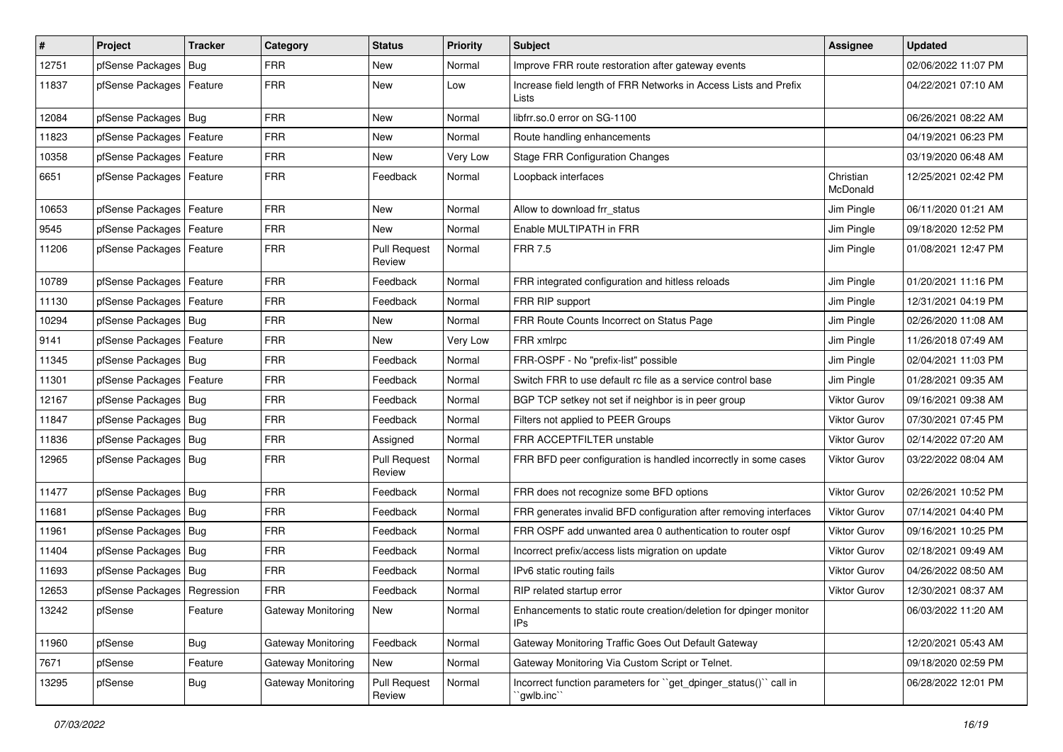| # | Project | Tracker | Category | Status | Priority | Subject | Assignee | Updated |
|---|---|---|---|---|---|---|---|---|
| 12751 | pfSense Packages | Bug | FRR | New | Normal | Improve FRR route restoration after gateway events | | 02/06/2022 11:07 PM |
| 11837 | pfSense Packages | Feature | FRR | New | Low | Increase field length of FRR Networks in Access Lists and Prefix Lists | | 04/22/2021 07:10 AM |
| 12084 | pfSense Packages | Bug | FRR | New | Normal | libfrr.so.0 error on SG-1100 | | 06/26/2021 08:22 AM |
| 11823 | pfSense Packages | Feature | FRR | New | Normal | Route handling enhancements | | 04/19/2021 06:23 PM |
| 10358 | pfSense Packages | Feature | FRR | New | Very Low | Stage FRR Configuration Changes | | 03/19/2020 06:48 AM |
| 6651 | pfSense Packages | Feature | FRR | Feedback | Normal | Loopback interfaces | Christian McDonald | 12/25/2021 02:42 PM |
| 10653 | pfSense Packages | Feature | FRR | New | Normal | Allow to download frr_status | Jim Pingle | 06/11/2020 01:21 AM |
| 9545 | pfSense Packages | Feature | FRR | New | Normal | Enable MULTIPATH in FRR | Jim Pingle | 09/18/2020 12:52 PM |
| 11206 | pfSense Packages | Feature | FRR | Pull Request Review | Normal | FRR 7.5 | Jim Pingle | 01/08/2021 12:47 PM |
| 10789 | pfSense Packages | Feature | FRR | Feedback | Normal | FRR integrated configuration and hitless reloads | Jim Pingle | 01/20/2021 11:16 PM |
| 11130 | pfSense Packages | Feature | FRR | Feedback | Normal | FRR RIP support | Jim Pingle | 12/31/2021 04:19 PM |
| 10294 | pfSense Packages | Bug | FRR | New | Normal | FRR Route Counts Incorrect on Status Page | Jim Pingle | 02/26/2020 11:08 AM |
| 9141 | pfSense Packages | Feature | FRR | New | Very Low | FRR xmlrpc | Jim Pingle | 11/26/2018 07:49 AM |
| 11345 | pfSense Packages | Bug | FRR | Feedback | Normal | FRR-OSPF - No "prefix-list" possible | Jim Pingle | 02/04/2021 11:03 PM |
| 11301 | pfSense Packages | Feature | FRR | Feedback | Normal | Switch FRR to use default rc file as a service control base | Jim Pingle | 01/28/2021 09:35 AM |
| 12167 | pfSense Packages | Bug | FRR | Feedback | Normal | BGP TCP setkey not set if neighbor is in peer group | Viktor Gurov | 09/16/2021 09:38 AM |
| 11847 | pfSense Packages | Bug | FRR | Feedback | Normal | Filters not applied to PEER Groups | Viktor Gurov | 07/30/2021 07:45 PM |
| 11836 | pfSense Packages | Bug | FRR | Assigned | Normal | FRR ACCEPTFILTER unstable | Viktor Gurov | 02/14/2022 07:20 AM |
| 12965 | pfSense Packages | Bug | FRR | Pull Request Review | Normal | FRR BFD peer configuration is handled incorrectly in some cases | Viktor Gurov | 03/22/2022 08:04 AM |
| 11477 | pfSense Packages | Bug | FRR | Feedback | Normal | FRR does not recognize some BFD options | Viktor Gurov | 02/26/2021 10:52 PM |
| 11681 | pfSense Packages | Bug | FRR | Feedback | Normal | FRR generates invalid BFD configuration after removing interfaces | Viktor Gurov | 07/14/2021 04:40 PM |
| 11961 | pfSense Packages | Bug | FRR | Feedback | Normal | FRR OSPF add unwanted area 0 authentication to router ospf | Viktor Gurov | 09/16/2021 10:25 PM |
| 11404 | pfSense Packages | Bug | FRR | Feedback | Normal | Incorrect prefix/access lists migration on update | Viktor Gurov | 02/18/2021 09:49 AM |
| 11693 | pfSense Packages | Bug | FRR | Feedback | Normal | IPv6 static routing fails | Viktor Gurov | 04/26/2022 08:50 AM |
| 12653 | pfSense Packages | Regression | FRR | Feedback | Normal | RIP related startup error | Viktor Gurov | 12/30/2021 08:37 AM |
| 13242 | pfSense | Feature | Gateway Monitoring | New | Normal | Enhancements to static route creation/deletion for dpinger monitor IPs | | 06/03/2022 11:20 AM |
| 11960 | pfSense | Bug | Gateway Monitoring | Feedback | Normal | Gateway Monitoring Traffic Goes Out Default Gateway | | 12/20/2021 05:43 AM |
| 7671 | pfSense | Feature | Gateway Monitoring | New | Normal | Gateway Monitoring Via Custom Script or Telnet. | | 09/18/2020 02:59 PM |
| 13295 | pfSense | Bug | Gateway Monitoring | Pull Request Review | Normal | Incorrect function parameters for ``get_dpinger_status()`` call in ``gwlb.inc`` | | 06/28/2022 12:01 PM |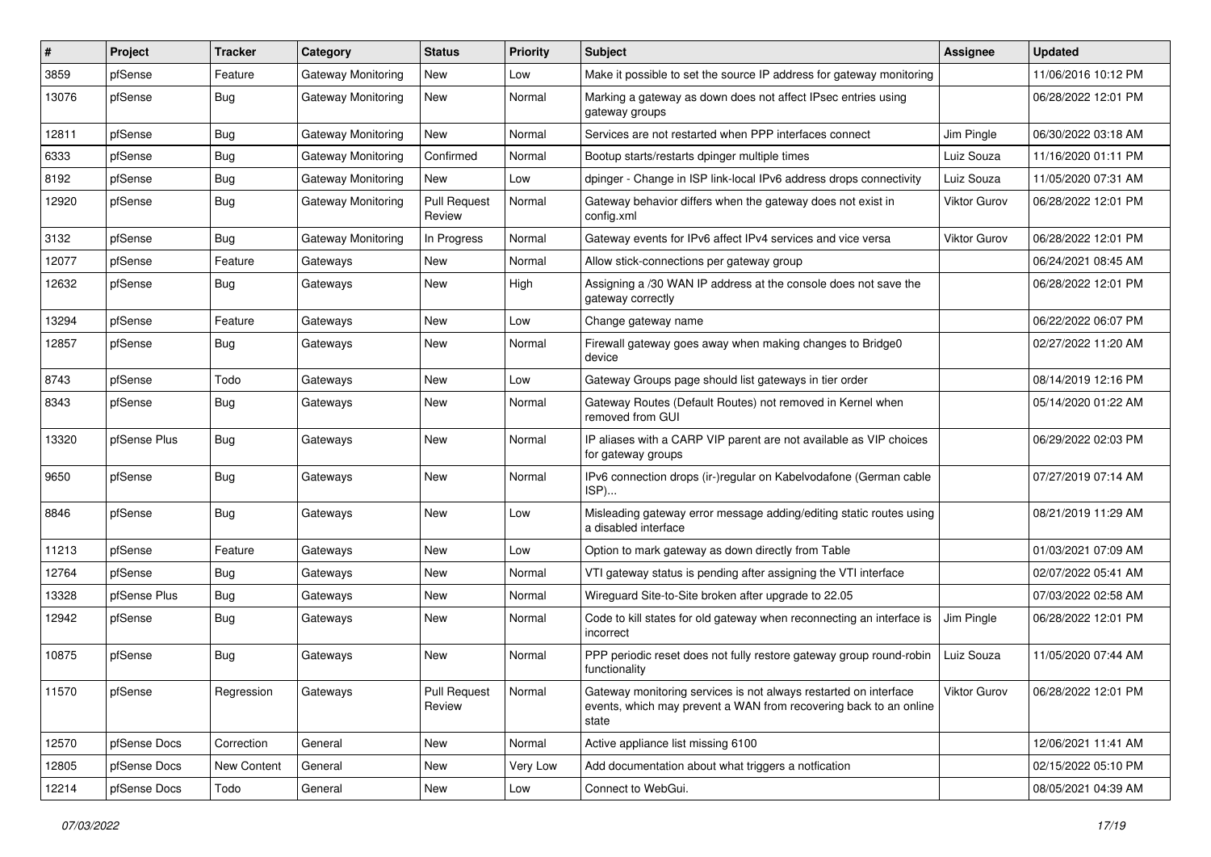| # | Project | Tracker | Category | Status | Priority | Subject | Assignee | Updated |
|---|---|---|---|---|---|---|---|---|
| 3859 | pfSense | Feature | Gateway Monitoring | New | Low | Make it possible to set the source IP address for gateway monitoring | | 11/06/2016 10:12 PM |
| 13076 | pfSense | Bug | Gateway Monitoring | New | Normal | Marking a gateway as down does not affect IPsec entries using gateway groups | | 06/28/2022 12:01 PM |
| 12811 | pfSense | Bug | Gateway Monitoring | New | Normal | Services are not restarted when PPP interfaces connect | Jim Pingle | 06/30/2022 03:18 AM |
| 6333 | pfSense | Bug | Gateway Monitoring | Confirmed | Normal | Bootup starts/restarts dpinger multiple times | Luiz Souza | 11/16/2020 01:11 PM |
| 8192 | pfSense | Bug | Gateway Monitoring | New | Low | dpinger - Change in ISP link-local IPv6 address drops connectivity | Luiz Souza | 11/05/2020 07:31 AM |
| 12920 | pfSense | Bug | Gateway Monitoring | Pull Request Review | Normal | Gateway behavior differs when the gateway does not exist in config.xml | Viktor Gurov | 06/28/2022 12:01 PM |
| 3132 | pfSense | Bug | Gateway Monitoring | In Progress | Normal | Gateway events for IPv6 affect IPv4 services and vice versa | Viktor Gurov | 06/28/2022 12:01 PM |
| 12077 | pfSense | Feature | Gateways | New | Normal | Allow stick-connections per gateway group | | 06/24/2021 08:45 AM |
| 12632 | pfSense | Bug | Gateways | New | High | Assigning a /30 WAN IP address at the console does not save the gateway correctly | | 06/28/2022 12:01 PM |
| 13294 | pfSense | Feature | Gateways | New | Low | Change gateway name | | 06/22/2022 06:07 PM |
| 12857 | pfSense | Bug | Gateways | New | Normal | Firewall gateway goes away when making changes to Bridge0 device | | 02/27/2022 11:20 AM |
| 8743 | pfSense | Todo | Gateways | New | Low | Gateway Groups page should list gateways in tier order | | 08/14/2019 12:16 PM |
| 8343 | pfSense | Bug | Gateways | New | Normal | Gateway Routes (Default Routes) not removed in Kernel when removed from GUI | | 05/14/2020 01:22 AM |
| 13320 | pfSense Plus | Bug | Gateways | New | Normal | IP aliases with a CARP VIP parent are not available as VIP choices for gateway groups | | 06/29/2022 02:03 PM |
| 9650 | pfSense | Bug | Gateways | New | Normal | IPv6 connection drops (ir-)regular on Kabelvodafone (German cable ISP)... | | 07/27/2019 07:14 AM |
| 8846 | pfSense | Bug | Gateways | New | Low | Misleading gateway error message adding/editing static routes using a disabled interface | | 08/21/2019 11:29 AM |
| 11213 | pfSense | Feature | Gateways | New | Low | Option to mark gateway as down directly from Table | | 01/03/2021 07:09 AM |
| 12764 | pfSense | Bug | Gateways | New | Normal | VTI gateway status is pending after assigning the VTI interface | | 02/07/2022 05:41 AM |
| 13328 | pfSense Plus | Bug | Gateways | New | Normal | Wireguard Site-to-Site broken after upgrade to 22.05 | | 07/03/2022 02:58 AM |
| 12942 | pfSense | Bug | Gateways | New | Normal | Code to kill states for old gateway when reconnecting an interface is incorrect | Jim Pingle | 06/28/2022 12:01 PM |
| 10875 | pfSense | Bug | Gateways | New | Normal | PPP periodic reset does not fully restore gateway group round-robin functionality | Luiz Souza | 11/05/2020 07:44 AM |
| 11570 | pfSense | Regression | Gateways | Pull Request Review | Normal | Gateway monitoring services is not always restarted on interface events, which may prevent a WAN from recovering back to an online state | Viktor Gurov | 06/28/2022 12:01 PM |
| 12570 | pfSense Docs | Correction | General | New | Normal | Active appliance list missing 6100 | | 12/06/2021 11:41 AM |
| 12805 | pfSense Docs | New Content | General | New | Very Low | Add documentation about what triggers a notfication | | 02/15/2022 05:10 PM |
| 12214 | pfSense Docs | Todo | General | New | Low | Connect to WebGui. | | 08/05/2021 04:39 AM |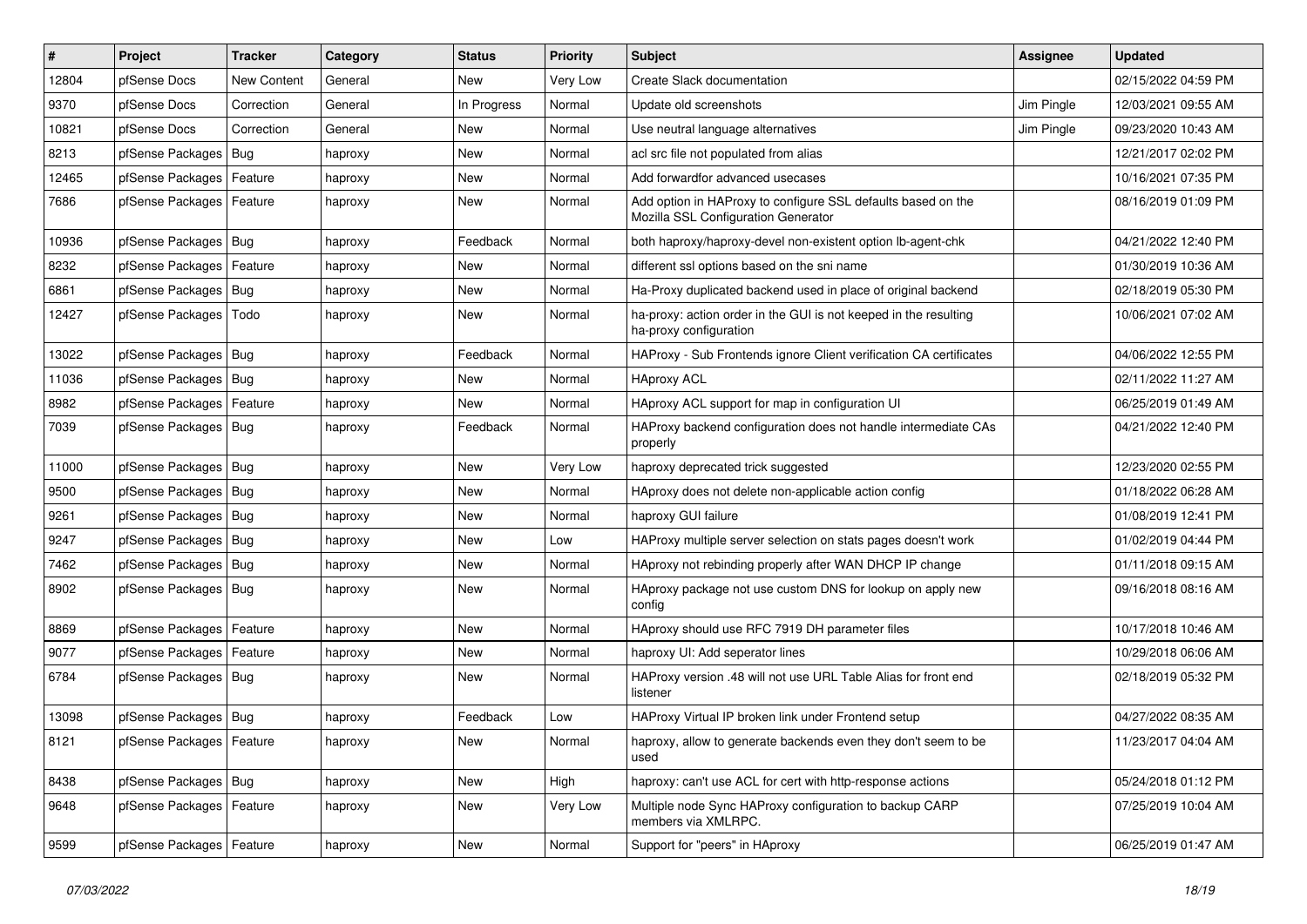| # | Project | Tracker | Category | Status | Priority | Subject | Assignee | Updated |
|---|---|---|---|---|---|---|---|---|
| 12804 | pfSense Docs | New Content | General | New | Very Low | Create Slack documentation | | 02/15/2022 04:59 PM |
| 9370 | pfSense Docs | Correction | General | In Progress | Normal | Update old screenshots | Jim Pingle | 12/03/2021 09:55 AM |
| 10821 | pfSense Docs | Correction | General | New | Normal | Use neutral language alternatives | Jim Pingle | 09/23/2020 10:43 AM |
| 8213 | pfSense Packages | Bug | haproxy | New | Normal | acl src file not populated from alias | | 12/21/2017 02:02 PM |
| 12465 | pfSense Packages | Feature | haproxy | New | Normal | Add forwardfor advanced usecases | | 10/16/2021 07:35 PM |
| 7686 | pfSense Packages | Feature | haproxy | New | Normal | Add option in HAProxy to configure SSL defaults based on the Mozilla SSL Configuration Generator | | 08/16/2019 01:09 PM |
| 10936 | pfSense Packages | Bug | haproxy | Feedback | Normal | both haproxy/haproxy-devel non-existent option lb-agent-chk | | 04/21/2022 12:40 PM |
| 8232 | pfSense Packages | Feature | haproxy | New | Normal | different ssl options based on the sni name | | 01/30/2019 10:36 AM |
| 6861 | pfSense Packages | Bug | haproxy | New | Normal | Ha-Proxy duplicated backend used in place of original backend | | 02/18/2019 05:30 PM |
| 12427 | pfSense Packages | Todo | haproxy | New | Normal | ha-proxy: action order in the GUI is not keeped in the resulting ha-proxy configuration | | 10/06/2021 07:02 AM |
| 13022 | pfSense Packages | Bug | haproxy | Feedback | Normal | HAProxy - Sub Frontends ignore Client verification CA certificates | | 04/06/2022 12:55 PM |
| 11036 | pfSense Packages | Bug | haproxy | New | Normal | HAproxy ACL | | 02/11/2022 11:27 AM |
| 8982 | pfSense Packages | Feature | haproxy | New | Normal | HAproxy ACL support for map in configuration UI | | 06/25/2019 01:49 AM |
| 7039 | pfSense Packages | Bug | haproxy | Feedback | Normal | HAProxy backend configuration does not handle intermediate CAs properly | | 04/21/2022 12:40 PM |
| 11000 | pfSense Packages | Bug | haproxy | New | Very Low | haproxy deprecated trick suggested | | 12/23/2020 02:55 PM |
| 9500 | pfSense Packages | Bug | haproxy | New | Normal | HAproxy does not delete non-applicable action config | | 01/18/2022 06:28 AM |
| 9261 | pfSense Packages | Bug | haproxy | New | Normal | haproxy GUI failure | | 01/08/2019 12:41 PM |
| 9247 | pfSense Packages | Bug | haproxy | New | Low | HAProxy multiple server selection on stats pages doesn't work | | 01/02/2019 04:44 PM |
| 7462 | pfSense Packages | Bug | haproxy | New | Normal | HAproxy not rebinding properly after WAN DHCP IP change | | 01/11/2018 09:15 AM |
| 8902 | pfSense Packages | Bug | haproxy | New | Normal | HAproxy package not use custom DNS for lookup on apply new config | | 09/16/2018 08:16 AM |
| 8869 | pfSense Packages | Feature | haproxy | New | Normal | HAproxy should use RFC 7919 DH parameter files | | 10/17/2018 10:46 AM |
| 9077 | pfSense Packages | Feature | haproxy | New | Normal | haproxy UI: Add seperator lines | | 10/29/2018 06:06 AM |
| 6784 | pfSense Packages | Bug | haproxy | New | Normal | HAProxy version .48 will not use URL Table Alias for front end listener | | 02/18/2019 05:32 PM |
| 13098 | pfSense Packages | Bug | haproxy | Feedback | Low | HAProxy Virtual IP broken link under Frontend setup | | 04/27/2022 08:35 AM |
| 8121 | pfSense Packages | Feature | haproxy | New | Normal | haproxy, allow to generate backends even they don't seem to be used | | 11/23/2017 04:04 AM |
| 8438 | pfSense Packages | Bug | haproxy | New | High | haproxy: can't use ACL for cert with http-response actions | | 05/24/2018 01:12 PM |
| 9648 | pfSense Packages | Feature | haproxy | New | Very Low | Multiple node Sync HAProxy configuration to backup CARP members via XMLRPC. | | 07/25/2019 10:04 AM |
| 9599 | pfSense Packages | Feature | haproxy | New | Normal | Support for "peers" in HAproxy | | 06/25/2019 01:47 AM |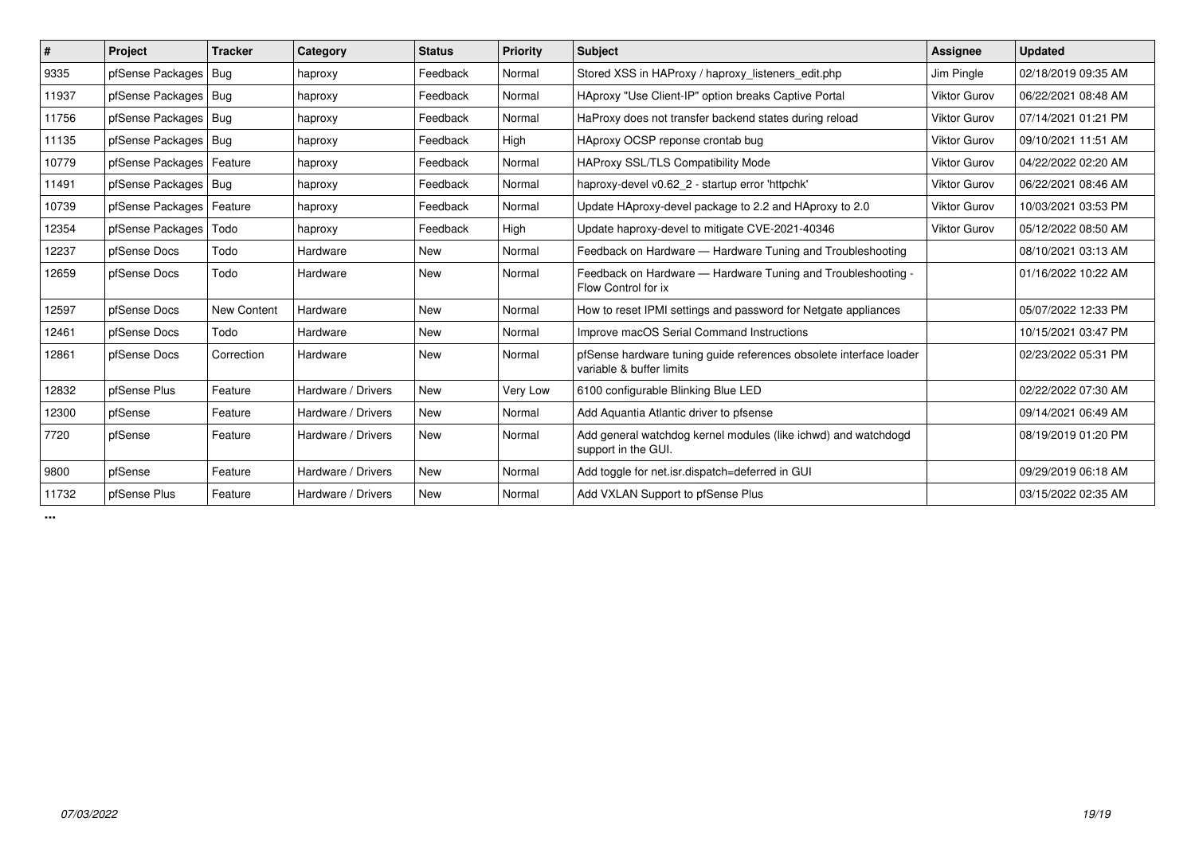| # | Project | Tracker | Category | Status | Priority | Subject | Assignee | Updated |
|---|---|---|---|---|---|---|---|---|
| 9335 | pfSense Packages | Bug | haproxy | Feedback | Normal | Stored XSS in HAProxy / haproxy_listeners_edit.php | Jim Pingle | 02/18/2019 09:35 AM |
| 11937 | pfSense Packages | Bug | haproxy | Feedback | Normal | HAproxy "Use Client-IP" option breaks Captive Portal | Viktor Gurov | 06/22/2021 08:48 AM |
| 11756 | pfSense Packages | Bug | haproxy | Feedback | Normal | HaProxy does not transfer backend states during reload | Viktor Gurov | 07/14/2021 01:21 PM |
| 11135 | pfSense Packages | Bug | haproxy | Feedback | High | HAproxy OCSP reponse crontab bug | Viktor Gurov | 09/10/2021 11:51 AM |
| 10779 | pfSense Packages | Feature | haproxy | Feedback | Normal | HAProxy SSL/TLS Compatibility Mode | Viktor Gurov | 04/22/2022 02:20 AM |
| 11491 | pfSense Packages | Bug | haproxy | Feedback | Normal | haproxy-devel v0.62_2 - startup error 'httpchk' | Viktor Gurov | 06/22/2021 08:46 AM |
| 10739 | pfSense Packages | Feature | haproxy | Feedback | Normal | Update HAproxy-devel package to 2.2 and HAproxy to 2.0 | Viktor Gurov | 10/03/2021 03:53 PM |
| 12354 | pfSense Packages | Todo | haproxy | Feedback | High | Update haproxy-devel to mitigate CVE-2021-40346 | Viktor Gurov | 05/12/2022 08:50 AM |
| 12237 | pfSense Docs | Todo | Hardware | New | Normal | Feedback on Hardware — Hardware Tuning and Troubleshooting | | 08/10/2021 03:13 AM |
| 12659 | pfSense Docs | Todo | Hardware | New | Normal | Feedback on Hardware — Hardware Tuning and Troubleshooting - Flow Control for ix | | 01/16/2022 10:22 AM |
| 12597 | pfSense Docs | New Content | Hardware | New | Normal | How to reset IPMI settings and password for Netgate appliances | | 05/07/2022 12:33 PM |
| 12461 | pfSense Docs | Todo | Hardware | New | Normal | Improve macOS Serial Command Instructions | | 10/15/2021 03:47 PM |
| 12861 | pfSense Docs | Correction | Hardware | New | Normal | pfSense hardware tuning guide references obsolete interface loader variable & buffer limits | | 02/23/2022 05:31 PM |
| 12832 | pfSense Plus | Feature | Hardware / Drivers | New | Very Low | 6100 configurable Blinking Blue LED | | 02/22/2022 07:30 AM |
| 12300 | pfSense | Feature | Hardware / Drivers | New | Normal | Add Aquantia Atlantic driver to pfsense | | 09/14/2021 06:49 AM |
| 7720 | pfSense | Feature | Hardware / Drivers | New | Normal | Add general watchdog kernel modules (like ichwd) and watchdogd support in the GUI. | | 08/19/2019 01:20 PM |
| 9800 | pfSense | Feature | Hardware / Drivers | New | Normal | Add toggle for net.isr.dispatch=deferred in GUI | | 09/29/2019 06:18 AM |
| 11732 | pfSense Plus | Feature | Hardware / Drivers | New | Normal | Add VXLAN Support to pfSense Plus | | 03/15/2022 02:35 AM |

...